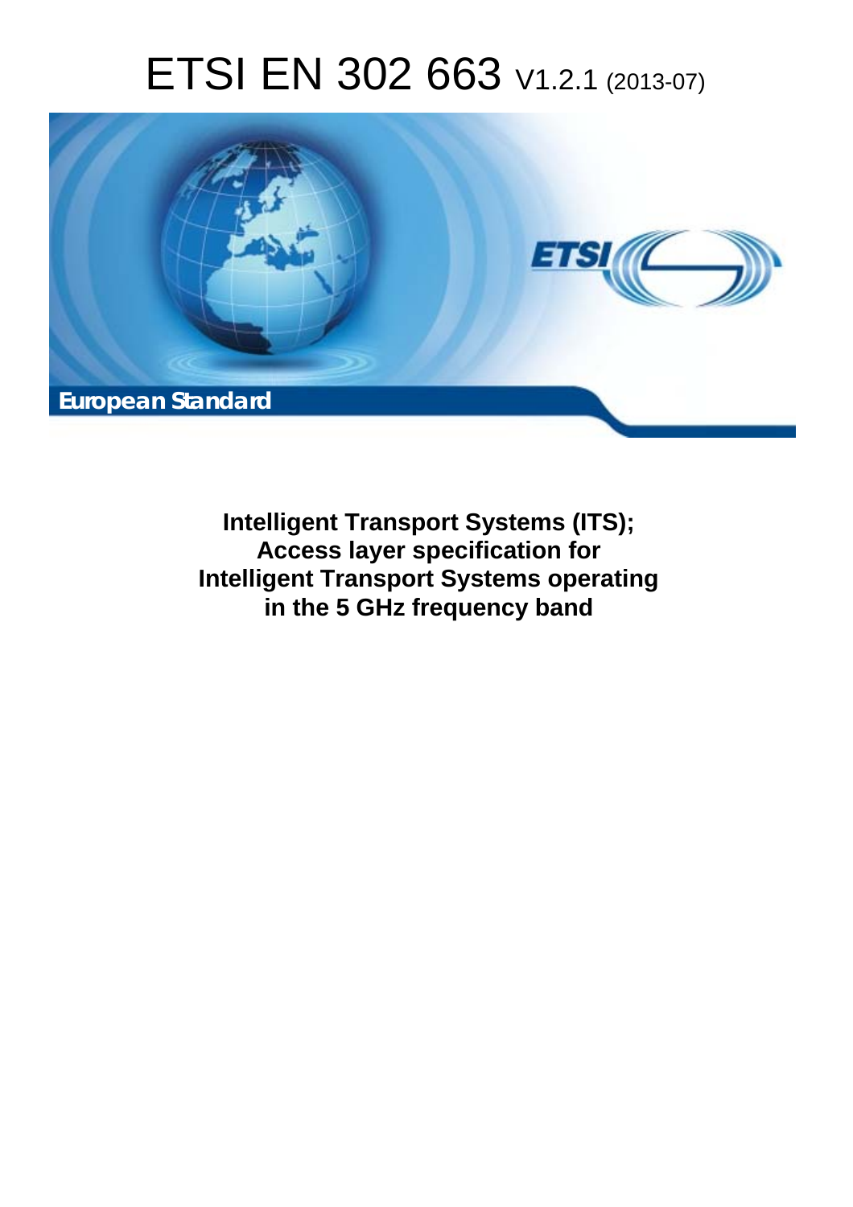# ETSI EN 302 663 V1.2.1 (2013-07)

European Standard

**Intelligent Transport Systems (ITS); Access layer specification for Intelligent Transport Systems operating in the 5 GHz frequency band**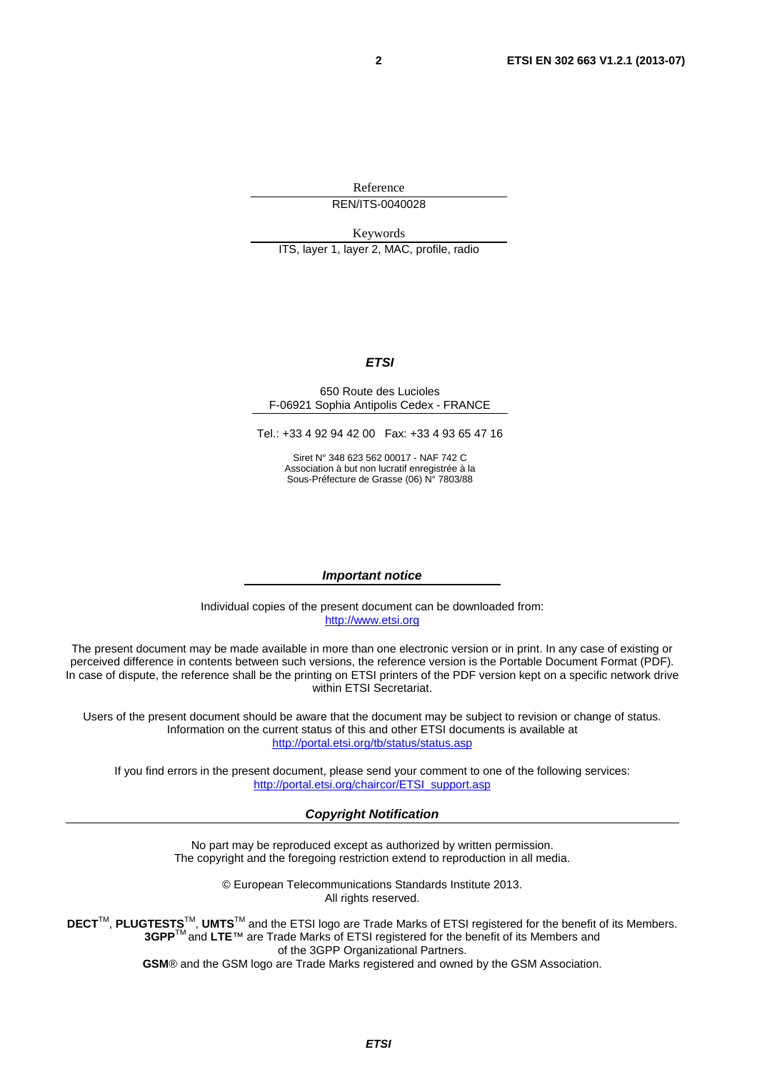Reference

REN/ITS-0040028

Keywords

ITS, layer 1, layer 2, MAC, profile, radio

***ETSI***

650 Route des Lucioles
F-06921 Sophia Antipolis Cedex - FRANCE

Tel.: +33 4 92 94 42 00 Fax: +33 4 93 65 47 16

Siret N° 348 623 562 00017 - NAF 742 C
Association à but non lucratif enregistrée à la
Sous-Préfecture de Grasse (06) N° 7803/88

***Important notice***

Individual copies of the present document can be downloaded from:
http://www.etsi.org

The present document may be made available in more than one electronic version or in print. In any case of existing or perceived difference in contents between such versions, the reference version is the Portable Document Format (PDF). In case of dispute, the reference shall be the printing on ETSI printers of the PDF version kept on a specific network drive within ETSI Secretariat.

Users of the present document should be aware that the document may be subject to revision or change of status. Information on the current status of this and other ETSI documents is available at
http://portal.etsi.org/tb/status/status.asp

If you find errors in the present document, please send your comment to one of the following services:
http://portal.etsi.org/chaircor/ETSI_support.asp

***Copyright Notification***

No part may be reproduced except as authorized by written permission.
The copyright and the foregoing restriction extend to reproduction in all media.

© European Telecommunications Standards Institute 2013.
All rights reserved.

**DECT**™, **PLUGTESTS**™, **UMTS**™ and the ETSI logo are Trade Marks of ETSI registered for the benefit of its Members.
**3GPP**™ and **LTE**™ are Trade Marks of ETSI registered for the benefit of its Members and of the 3GPP Organizational Partners.
**GSM**® and the GSM logo are Trade Marks registered and owned by the GSM Association.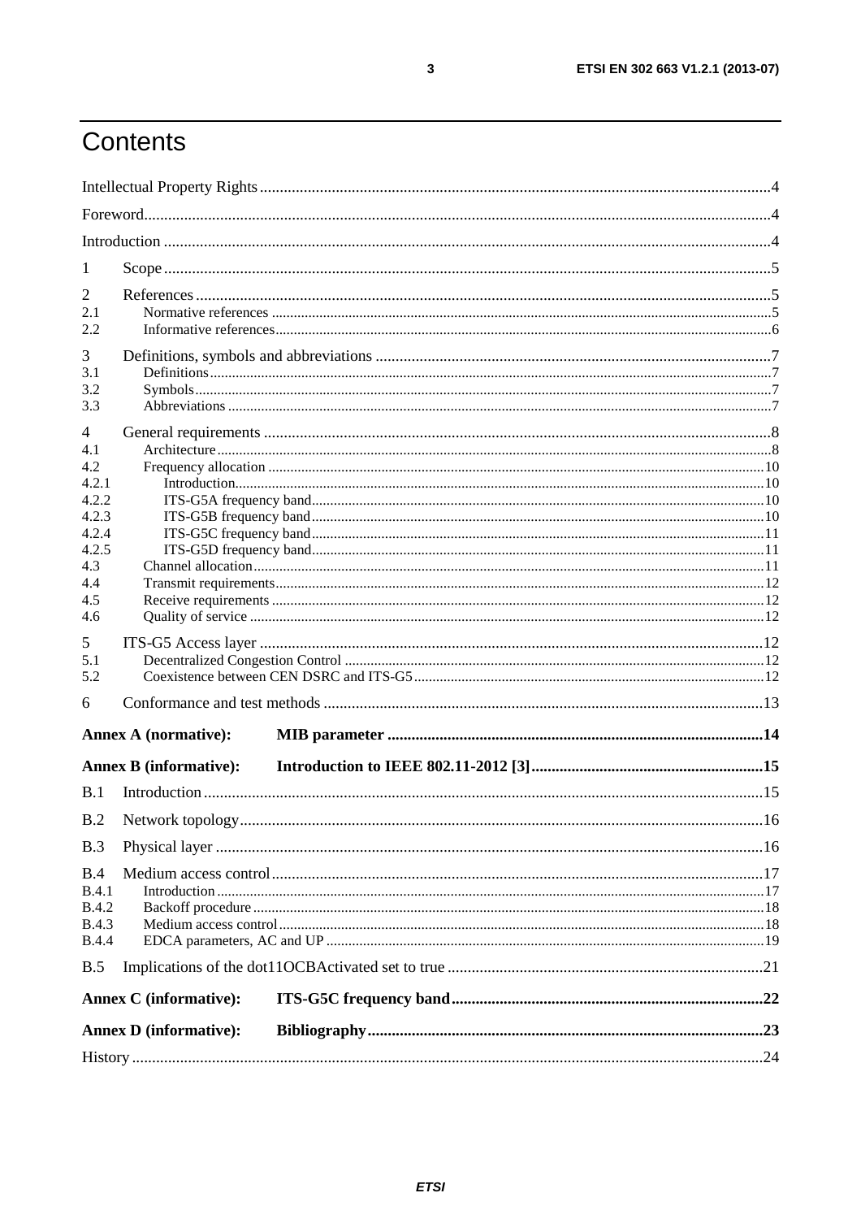# Contents

Intellectual Property Rights .....4

Foreword.....4

Introduction .....4

1 Scope .....5

2 References .....5
- 2.1 Normative references .....5
- 2.2 Informative references.....6

3 Definitions, symbols and abbreviations .....7
- 3.1 Definitions.....7
- 3.2 Symbols.....7
- 3.3 Abbreviations .....7

4 General requirements .....8
- 4.1 Architecture.....8
- 4.2 Frequency allocation .....10
  - 4.2.1 Introduction.....10
  - 4.2.2 ITS-G5A frequency band.....10
  - 4.2.3 ITS-G5B frequency band.....10
  - 4.2.4 ITS-G5C frequency band.....11
  - 4.2.5 ITS-G5D frequency band.....11
- 4.3 Channel allocation.....11
- 4.4 Transmit requirements.....12
- 4.5 Receive requirements .....12
- 4.6 Quality of service .....12

5 ITS-G5 Access layer .....12
- 5.1 Decentralized Congestion Control .....12
- 5.2 Coexistence between CEN DSRC and ITS-G5.....12

6 Conformance and test methods .....13

**Annex A (normative): MIB parameter .....14**

**Annex B (informative): Introduction to IEEE 802.11-2012 [3] .....15**

B.1 Introduction.....15

B.2 Network topology.....16

B.3 Physical layer .....16

B.4 Medium access control.....17
- B.4.1 Introduction.....17
- B.4.2 Backoff procedure.....18
- B.4.3 Medium access control.....18
- B.4.4 EDCA parameters, AC and UP .....19

B.5 Implications of the dot11OCBActivated set to true .....21

**Annex C (informative): ITS-G5C frequency band.....22**

**Annex D (informative): Bibliography.....23**

History .....24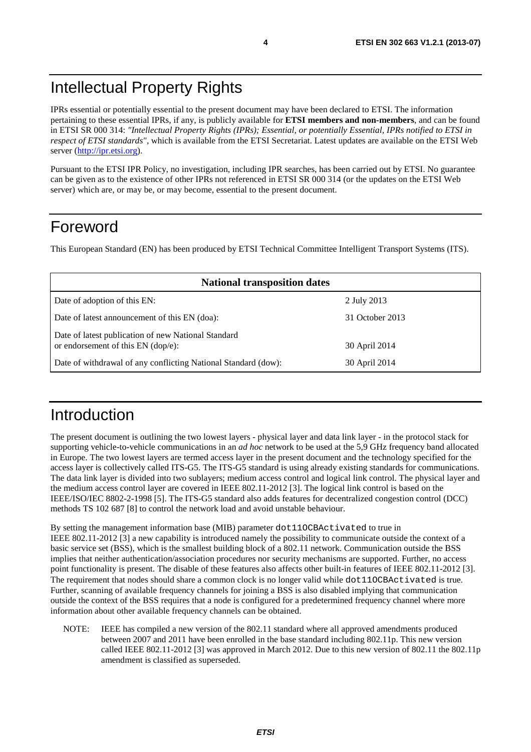# Intellectual Property Rights

IPRs essential or potentially essential to the present document may have been declared to ETSI. The information pertaining to these essential IPRs, if any, is publicly available for **ETSI members and non-members**, and can be found in ETSI SR 000 314: *"Intellectual Property Rights (IPRs); Essential, or potentially Essential, IPRs notified to ETSI in respect of ETSI standards"*, which is available from the ETSI Secretariat. Latest updates are available on the ETSI Web server (http://ipr.etsi.org).

Pursuant to the ETSI IPR Policy, no investigation, including IPR searches, has been carried out by ETSI. No guarantee can be given as to the existence of other IPRs not referenced in ETSI SR 000 314 (or the updates on the ETSI Web server) which are, or may be, or may become, essential to the present document.

# Foreword

This European Standard (EN) has been produced by ETSI Technical Committee Intelligent Transport Systems (ITS).

| **National transposition dates** | |
|---|---|
| Date of adoption of this EN: | 2 July 2013 |
| Date of latest announcement of this EN (doa): | 31 October 2013 |
| Date of latest publication of new National Standard or endorsement of this EN (dop/e): | 30 April 2014 |
| Date of withdrawal of any conflicting National Standard (dow): | 30 April 2014 |

# Introduction

The present document is outlining the two lowest layers - physical layer and data link layer - in the protocol stack for supporting vehicle-to-vehicle communications in an *ad hoc* network to be used at the 5,9 GHz frequency band allocated in Europe. The two lowest layers are termed access layer in the present document and the technology specified for the access layer is collectively called ITS-G5. The ITS-G5 standard is using already existing standards for communications. The data link layer is divided into two sublayers; medium access control and logical link control. The physical layer and the medium access control layer are covered in IEEE 802.11-2012 [3]. The logical link control is based on the IEEE/ISO/IEC 8802-2-1998 [5]. The ITS-G5 standard also adds features for decentralized congestion control (DCC) methods TS 102 687 [8] to control the network load and avoid unstable behaviour.

By setting the management information base (MIB) parameter `dot11OCBActivated` to true in IEEE 802.11-2012 [3] a new capability is introduced namely the possibility to communicate outside the context of a basic service set (BSS), which is the smallest building block of a 802.11 network. Communication outside the BSS implies that neither authentication/association procedures nor security mechanisms are supported. Further, no access point functionality is present. The disable of these features also affects other built-in features of IEEE 802.11-2012 [3]. The requirement that nodes should share a common clock is no longer valid while `dot11OCBActivated` is true. Further, scanning of available frequency channels for joining a BSS is also disabled implying that communication outside the context of the BSS requires that a node is configured for a predetermined frequency channel where more information about other available frequency channels can be obtained.

NOTE: IEEE has compiled a new version of the 802.11 standard where all approved amendments produced between 2007 and 2011 have been enrolled in the base standard including 802.11p. This new version called IEEE 802.11-2012 [3] was approved in March 2012. Due to this new version of 802.11 the 802.11p amendment is classified as superseded.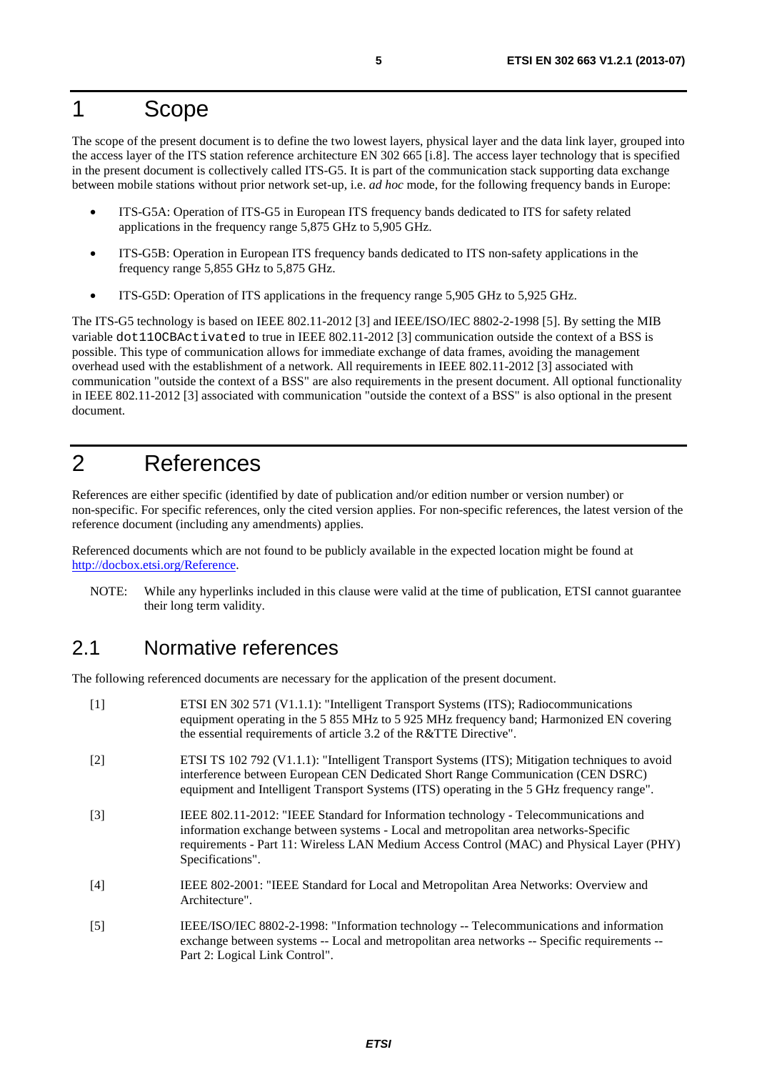# 1 Scope

The scope of the present document is to define the two lowest layers, physical layer and the data link layer, grouped into the access layer of the ITS station reference architecture EN 302 665 [i.8]. The access layer technology that is specified in the present document is collectively called ITS-G5. It is part of the communication stack supporting data exchange between mobile stations without prior network set-up, i.e. *ad hoc* mode, for the following frequency bands in Europe:

- ITS-G5A: Operation of ITS-G5 in European ITS frequency bands dedicated to ITS for safety related applications in the frequency range 5,875 GHz to 5,905 GHz.
- ITS-G5B: Operation in European ITS frequency bands dedicated to ITS non-safety applications in the frequency range 5,855 GHz to 5,875 GHz.
- ITS-G5D: Operation of ITS applications in the frequency range 5,905 GHz to 5,925 GHz.

The ITS-G5 technology is based on IEEE 802.11-2012 [3] and IEEE/ISO/IEC 8802-2-1998 [5]. By setting the MIB variable `dot11OCBActivated` to true in IEEE 802.11-2012 [3] communication outside the context of a BSS is possible. This type of communication allows for immediate exchange of data frames, avoiding the management overhead used with the establishment of a network. All requirements in IEEE 802.11-2012 [3] associated with communication "outside the context of a BSS" are also requirements in the present document. All optional functionality in IEEE 802.11-2012 [3] associated with communication "outside the context of a BSS" is also optional in the present document.

# 2 References

References are either specific (identified by date of publication and/or edition number or version number) or non-specific. For specific references, only the cited version applies. For non-specific references, the latest version of the reference document (including any amendments) applies.

Referenced documents which are not found to be publicly available in the expected location might be found at http://docbox.etsi.org/Reference.

NOTE: While any hyperlinks included in this clause were valid at the time of publication, ETSI cannot guarantee their long term validity.

## 2.1 Normative references

The following referenced documents are necessary for the application of the present document.

[1] ETSI EN 302 571 (V1.1.1): "Intelligent Transport Systems (ITS); Radiocommunications equipment operating in the 5 855 MHz to 5 925 MHz frequency band; Harmonized EN covering the essential requirements of article 3.2 of the R&TTE Directive".

[2] ETSI TS 102 792 (V1.1.1): "Intelligent Transport Systems (ITS); Mitigation techniques to avoid interference between European CEN Dedicated Short Range Communication (CEN DSRC) equipment and Intelligent Transport Systems (ITS) operating in the 5 GHz frequency range".

[3] IEEE 802.11-2012: "IEEE Standard for Information technology - Telecommunications and information exchange between systems - Local and metropolitan area networks-Specific requirements - Part 11: Wireless LAN Medium Access Control (MAC) and Physical Layer (PHY) Specifications".

[4] IEEE 802-2001: "IEEE Standard for Local and Metropolitan Area Networks: Overview and Architecture".

[5] IEEE/ISO/IEC 8802-2-1998: "Information technology -- Telecommunications and information exchange between systems -- Local and metropolitan area networks -- Specific requirements -- Part 2: Logical Link Control".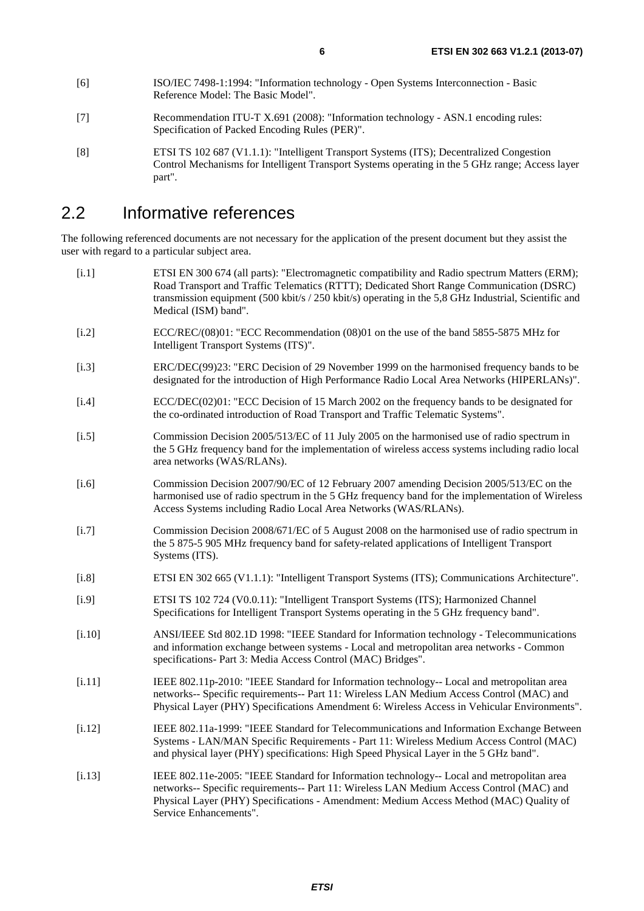[6] ISO/IEC 7498-1:1994: "Information technology - Open Systems Interconnection - Basic Reference Model: The Basic Model".

[7] Recommendation ITU-T X.691 (2008): "Information technology - ASN.1 encoding rules: Specification of Packed Encoding Rules (PER)".

[8] ETSI TS 102 687 (V1.1.1): "Intelligent Transport Systems (ITS); Decentralized Congestion Control Mechanisms for Intelligent Transport Systems operating in the 5 GHz range; Access layer part".

## 2.2 Informative references

The following referenced documents are not necessary for the application of the present document but they assist the user with regard to a particular subject area.

[i.1] ETSI EN 300 674 (all parts): "Electromagnetic compatibility and Radio spectrum Matters (ERM); Road Transport and Traffic Telematics (RTTT); Dedicated Short Range Communication (DSRC) transmission equipment (500 kbit/s / 250 kbit/s) operating in the 5,8 GHz Industrial, Scientific and Medical (ISM) band".

[i.2] ECC/REC/(08)01: "ECC Recommendation (08)01 on the use of the band 5855-5875 MHz for Intelligent Transport Systems (ITS)".

[i.3] ERC/DEC(99)23: "ERC Decision of 29 November 1999 on the harmonised frequency bands to be designated for the introduction of High Performance Radio Local Area Networks (HIPERLANs)".

[i.4] ECC/DEC(02)01: "ECC Decision of 15 March 2002 on the frequency bands to be designated for the co-ordinated introduction of Road Transport and Traffic Telematic Systems".

[i.5] Commission Decision 2005/513/EC of 11 July 2005 on the harmonised use of radio spectrum in the 5 GHz frequency band for the implementation of wireless access systems including radio local area networks (WAS/RLANs).

[i.6] Commission Decision 2007/90/EC of 12 February 2007 amending Decision 2005/513/EC on the harmonised use of radio spectrum in the 5 GHz frequency band for the implementation of Wireless Access Systems including Radio Local Area Networks (WAS/RLANs).

[i.7] Commission Decision 2008/671/EC of 5 August 2008 on the harmonised use of radio spectrum in the 5 875-5 905 MHz frequency band for safety-related applications of Intelligent Transport Systems (ITS).

[i.8] ETSI EN 302 665 (V1.1.1): "Intelligent Transport Systems (ITS); Communications Architecture".

[i.9] ETSI TS 102 724 (V0.0.11): "Intelligent Transport Systems (ITS); Harmonized Channel Specifications for Intelligent Transport Systems operating in the 5 GHz frequency band".

[i.10] ANSI/IEEE Std 802.1D 1998: "IEEE Standard for Information technology - Telecommunications and information exchange between systems - Local and metropolitan area networks - Common specifications- Part 3: Media Access Control (MAC) Bridges".

[i.11] IEEE 802.11p-2010: "IEEE Standard for Information technology-- Local and metropolitan area networks-- Specific requirements-- Part 11: Wireless LAN Medium Access Control (MAC) and Physical Layer (PHY) Specifications Amendment 6: Wireless Access in Vehicular Environments".

[i.12] IEEE 802.11a-1999: "IEEE Standard for Telecommunications and Information Exchange Between Systems - LAN/MAN Specific Requirements - Part 11: Wireless Medium Access Control (MAC) and physical layer (PHY) specifications: High Speed Physical Layer in the 5 GHz band".

[i.13] IEEE 802.11e-2005: "IEEE Standard for Information technology-- Local and metropolitan area networks-- Specific requirements-- Part 11: Wireless LAN Medium Access Control (MAC) and Physical Layer (PHY) Specifications - Amendment: Medium Access Method (MAC) Quality of Service Enhancements".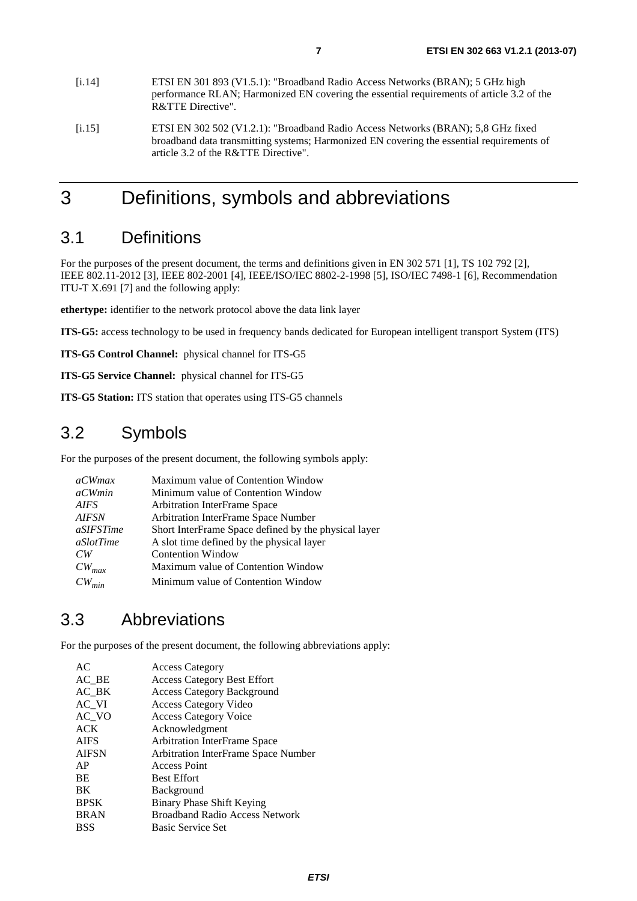[i.14] ETSI EN 301 893 (V1.5.1): "Broadband Radio Access Networks (BRAN); 5 GHz high performance RLAN; Harmonized EN covering the essential requirements of article 3.2 of the R&TTE Directive".

[i.15] ETSI EN 302 502 (V1.2.1): "Broadband Radio Access Networks (BRAN); 5,8 GHz fixed broadband data transmitting systems; Harmonized EN covering the essential requirements of article 3.2 of the R&TTE Directive".

# 3 Definitions, symbols and abbreviations

## 3.1 Definitions

For the purposes of the present document, the terms and definitions given in EN 302 571 [1], TS 102 792 [2], IEEE 802.11-2012 [3], IEEE 802-2001 [4], IEEE/ISO/IEC 8802-2-1998 [5], ISO/IEC 7498-1 [6], Recommendation ITU-T X.691 [7] and the following apply:

**ethertype:** identifier to the network protocol above the data link layer

**ITS-G5:** access technology to be used in frequency bands dedicated for European intelligent transport System (ITS)

**ITS-G5 Control Channel:** physical channel for ITS-G5

**ITS-G5 Service Channel:** physical channel for ITS-G5

**ITS-G5 Station:** ITS station that operates using ITS-G5 channels

## 3.2 Symbols

For the purposes of the present document, the following symbols apply:

| | |
|---|---|
| *aCWmax* | Maximum value of Contention Window |
| *aCWmin* | Minimum value of Contention Window |
| *AIFS* | Arbitration InterFrame Space |
| *AIFSN* | Arbitration InterFrame Space Number |
| *aSIFSTime* | Short InterFrame Space defined by the physical layer |
| *aSlotTime* | A slot time defined by the physical layer |
| *CW* | Contention Window |
| $CW_{max}$ | Maximum value of Contention Window |
| $CW_{min}$ | Minimum value of Contention Window |

## 3.3 Abbreviations

For the purposes of the present document, the following abbreviations apply:

| | |
|---|---|
| AC | Access Category |
| AC_BE | Access Category Best Effort |
| AC_BK | Access Category Background |
| AC_VI | Access Category Video |
| AC_VO | Access Category Voice |
| ACK | Acknowledgment |
| AIFS | Arbitration InterFrame Space |
| AIFSN | Arbitration InterFrame Space Number |
| AP | Access Point |
| BE | Best Effort |
| BK | Background |
| BPSK | Binary Phase Shift Keying |
| BRAN | Broadband Radio Access Network |
| BSS | Basic Service Set |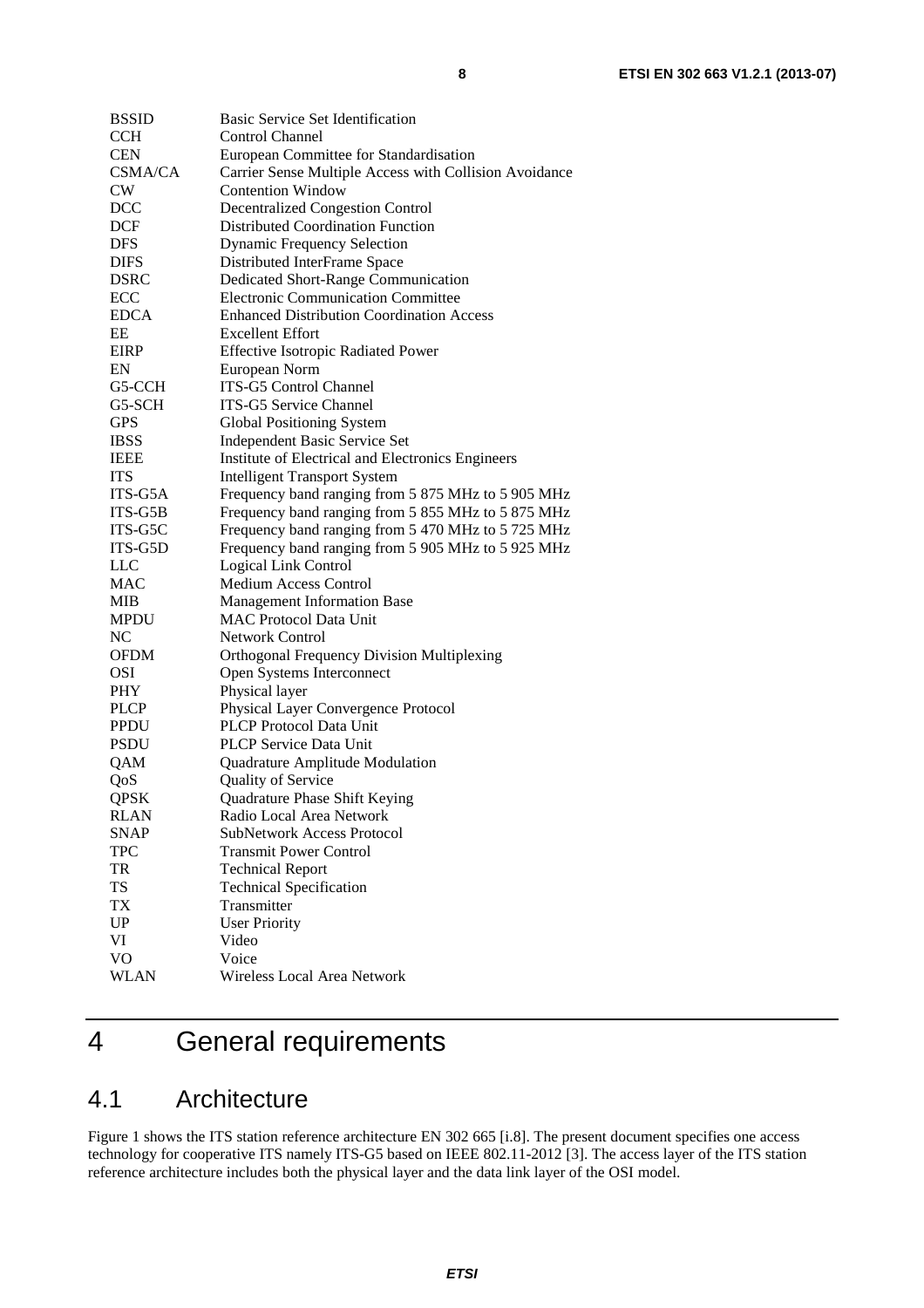| | |
|---|---|
| BSSID | Basic Service Set Identification |
| CCH | Control Channel |
| CEN | European Committee for Standardisation |
| CSMA/CA | Carrier Sense Multiple Access with Collision Avoidance |
| CW | Contention Window |
| DCC | Decentralized Congestion Control |
| DCF | Distributed Coordination Function |
| DFS | Dynamic Frequency Selection |
| DIFS | Distributed InterFrame Space |
| DSRC | Dedicated Short-Range Communication |
| ECC | Electronic Communication Committee |
| EDCA | Enhanced Distribution Coordination Access |
| EE | Excellent Effort |
| EIRP | Effective Isotropic Radiated Power |
| EN | European Norm |
| G5-CCH | ITS-G5 Control Channel |
| G5-SCH | ITS-G5 Service Channel |
| GPS | Global Positioning System |
| IBSS | Independent Basic Service Set |
| IEEE | Institute of Electrical and Electronics Engineers |
| ITS | Intelligent Transport System |
| ITS-G5A | Frequency band ranging from 5 875 MHz to 5 905 MHz |
| ITS-G5B | Frequency band ranging from 5 855 MHz to 5 875 MHz |
| ITS-G5C | Frequency band ranging from 5 470 MHz to 5 725 MHz |
| ITS-G5D | Frequency band ranging from 5 905 MHz to 5 925 MHz |
| LLC | Logical Link Control |
| MAC | Medium Access Control |
| MIB | Management Information Base |
| MPDU | MAC Protocol Data Unit |
| NC | Network Control |
| OFDM | Orthogonal Frequency Division Multiplexing |
| OSI | Open Systems Interconnect |
| PHY | Physical layer |
| PLCP | Physical Layer Convergence Protocol |
| PPDU | PLCP Protocol Data Unit |
| PSDU | PLCP Service Data Unit |
| QAM | Quadrature Amplitude Modulation |
| QoS | Quality of Service |
| QPSK | Quadrature Phase Shift Keying |
| RLAN | Radio Local Area Network |
| SNAP | SubNetwork Access Protocol |
| TPC | Transmit Power Control |
| TR | Technical Report |
| TS | Technical Specification |
| TX | Transmitter |
| UP | User Priority |
| VI | Video |
| VO | Voice |
| WLAN | Wireless Local Area Network |

# 4 General requirements

## 4.1 Architecture

Figure 1 shows the ITS station reference architecture EN 302 665 [i.8]. The present document specifies one access technology for cooperative ITS namely ITS-G5 based on IEEE 802.11-2012 [3]. The access layer of the ITS station reference architecture includes both the physical layer and the data link layer of the OSI model.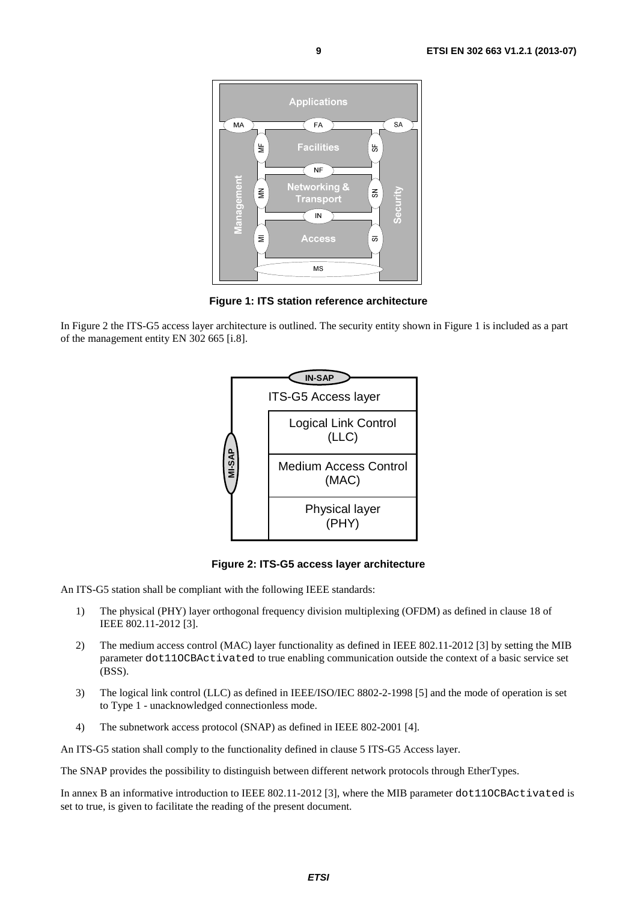**Figure 1: ITS station reference architecture**

In Figure 2 the ITS-G5 access layer architecture is outlined. The security entity shown in Figure 1 is included as a part of the management entity EN 302 665 [i.8].

**Figure 2: ITS-G5 access layer architecture**

An ITS-G5 station shall be compliant with the following IEEE standards:

1) The physical (PHY) layer orthogonal frequency division multiplexing (OFDM) as defined in clause 18 of IEEE 802.11-2012 [3].

2) The medium access control (MAC) layer functionality as defined in IEEE 802.11-2012 [3] by setting the MIB parameter `dot11OCBActivated` to true enabling communication outside the context of a basic service set (BSS).

3) The logical link control (LLC) as defined in IEEE/ISO/IEC 8802-2-1998 [5] and the mode of operation is set to Type 1 - unacknowledged connectionless mode.

4) The subnetwork access protocol (SNAP) as defined in IEEE 802-2001 [4].

An ITS-G5 station shall comply to the functionality defined in clause 5 ITS-G5 Access layer.

The SNAP provides the possibility to distinguish between different network protocols through EtherTypes.

In annex B an informative introduction to IEEE 802.11-2012 [3], where the MIB parameter `dot11OCBActivated` is set to true, is given to facilitate the reading of the present document.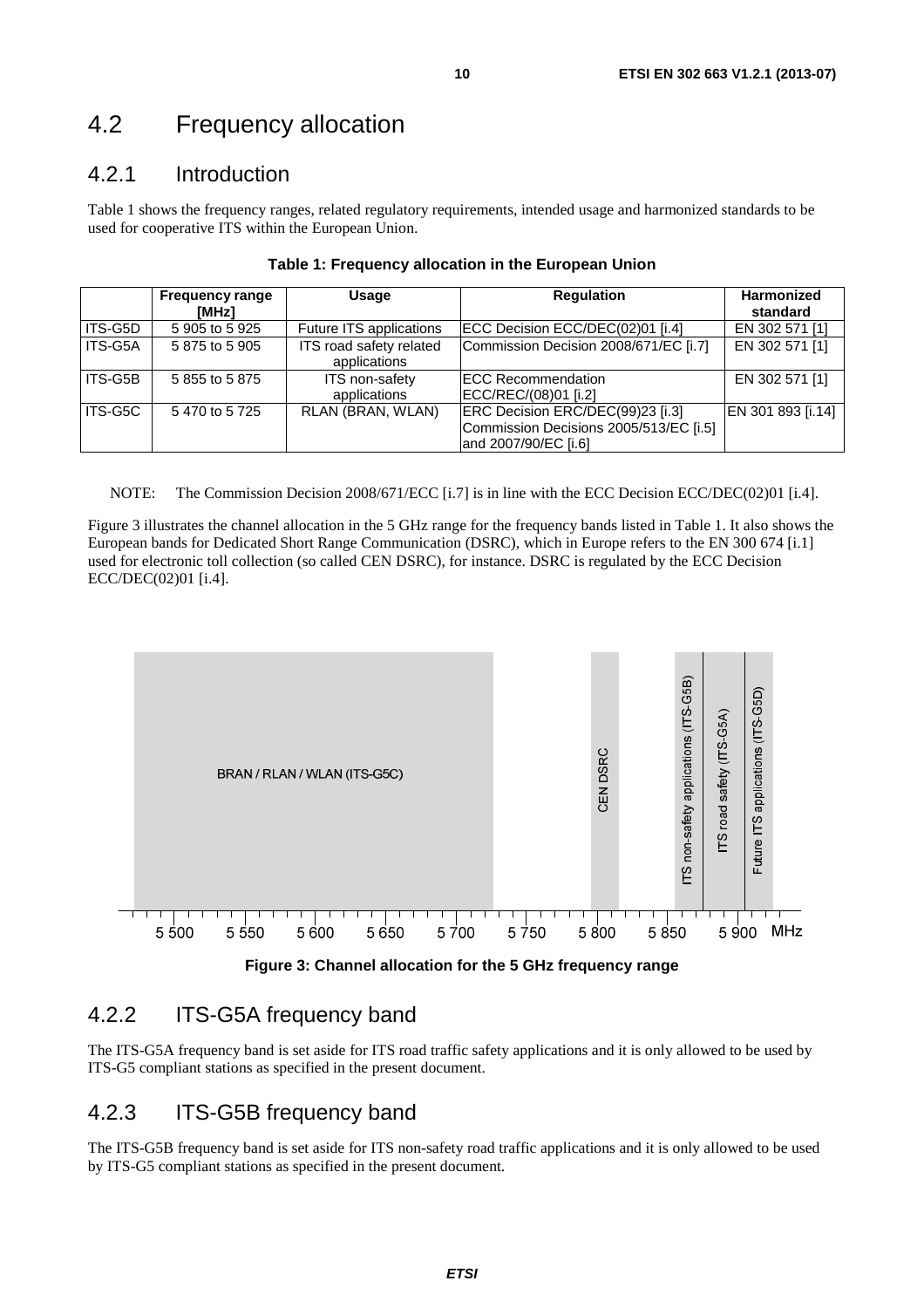## 4.2 Frequency allocation

### 4.2.1 Introduction

Table 1 shows the frequency ranges, related regulatory requirements, intended usage and harmonized standards to be used for cooperative ITS within the European Union.

**Table 1: Frequency allocation in the European Union**

| | Frequency range [MHz] | Usage | Regulation | Harmonized standard |
|---|---|---|---|---|
| ITS-G5D | 5 905 to 5 925 | Future ITS applications | ECC Decision ECC/DEC(02)01 [i.4] | EN 302 571 [1] |
| ITS-G5A | 5 875 to 5 905 | ITS road safety related applications | Commission Decision 2008/671/EC [i.7] | EN 302 571 [1] |
| ITS-G5B | 5 855 to 5 875 | ITS non-safety applications | ECC Recommendation ECC/REC/(08)01 [i.2] | EN 302 571 [1] |
| ITS-G5C | 5 470 to 5 725 | RLAN (BRAN, WLAN) | ERC Decision ERC/DEC(99)23 [i.3] Commission Decisions 2005/513/EC [i.5] and 2007/90/EC [i.6] | EN 301 893 [i.14] |

NOTE: The Commission Decision 2008/671/ECC [i.7] is in line with the ECC Decision ECC/DEC(02)01 [i.4].

Figure 3 illustrates the channel allocation in the 5 GHz range for the frequency bands listed in Table 1. It also shows the European bands for Dedicated Short Range Communication (DSRC), which in Europe refers to the EN 300 674 [i.1] used for electronic toll collection (so called CEN DSRC), for instance. DSRC is regulated by the ECC Decision ECC/DEC(02)01 [i.4].

BRAN / RLAN / WLAN (ITS-G5C) | CEN DSRC | ITS non-safety applications (ITS-G5B) | ITS road safety (ITS-G5A) | Future ITS applications (ITS-G5D)

5 500 5 550 5 600 5 650 5 700 5 750 5 800 5 850 5 900 MHz

**Figure 3: Channel allocation for the 5 GHz frequency range**

### 4.2.2 ITS-G5A frequency band

The ITS-G5A frequency band is set aside for ITS road traffic safety applications and it is only allowed to be used by ITS-G5 compliant stations as specified in the present document.

### 4.2.3 ITS-G5B frequency band

The ITS-G5B frequency band is set aside for ITS non-safety road traffic applications and it is only allowed to be used by ITS-G5 compliant stations as specified in the present document.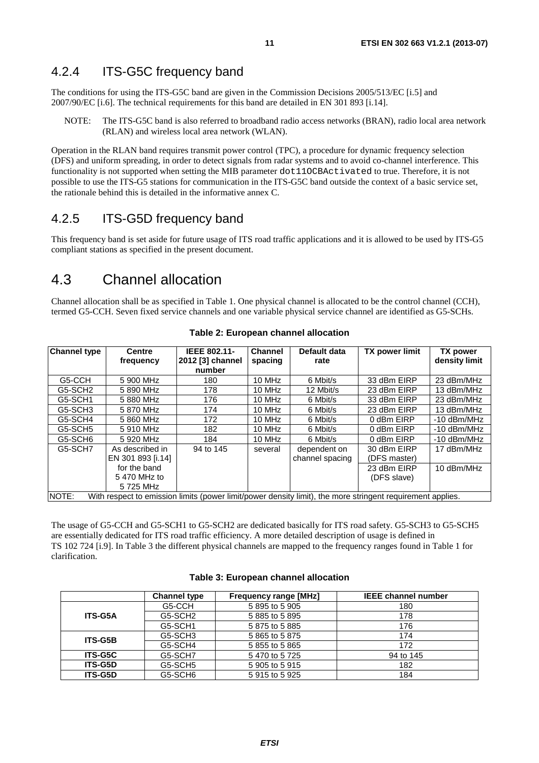## 4.2.4 ITS-G5C frequency band

The conditions for using the ITS-G5C band are given in the Commission Decisions 2005/513/EC [i.5] and 2007/90/EC [i.6]. The technical requirements for this band are detailed in EN 301 893 [i.14].

NOTE: The ITS-G5C band is also referred to broadband radio access networks (BRAN), radio local area network (RLAN) and wireless local area network (WLAN).

Operation in the RLAN band requires transmit power control (TPC), a procedure for dynamic frequency selection (DFS) and uniform spreading, in order to detect signals from radar systems and to avoid co-channel interference. This functionality is not supported when setting the MIB parameter `dot11OCBActivated` to true. Therefore, it is not possible to use the ITS-G5 stations for communication in the ITS-G5C band outside the context of a basic service set, the rationale behind this is detailed in the informative annex C.

## 4.2.5 ITS-G5D frequency band

This frequency band is set aside for future usage of ITS road traffic applications and it is allowed to be used by ITS-G5 compliant stations as specified in the present document.

# 4.3 Channel allocation

Channel allocation shall be as specified in Table 1. One physical channel is allocated to be the control channel (CCH), termed G5-CCH. Seven fixed service channels and one variable physical service channel are identified as G5-SCHs.

**Table 2: European channel allocation**

| Channel type | Centre frequency | IEEE 802.11-2012 [3] channel number | Channel spacing | Default data rate | TX power limit | TX power density limit |
|---|---|---|---|---|---|---|
| G5-CCH | 5 900 MHz | 180 | 10 MHz | 6 Mbit/s | 33 dBm EIRP | 23 dBm/MHz |
| G5-SCH2 | 5 890 MHz | 178 | 10 MHz | 12 Mbit/s | 23 dBm EIRP | 13 dBm/MHz |
| G5-SCH1 | 5 880 MHz | 176 | 10 MHz | 6 Mbit/s | 33 dBm EIRP | 23 dBm/MHz |
| G5-SCH3 | 5 870 MHz | 174 | 10 MHz | 6 Mbit/s | 23 dBm EIRP | 13 dBm/MHz |
| G5-SCH4 | 5 860 MHz | 172 | 10 MHz | 6 Mbit/s | 0 dBm EIRP | -10 dBm/MHz |
| G5-SCH5 | 5 910 MHz | 182 | 10 MHz | 6 Mbit/s | 0 dBm EIRP | -10 dBm/MHz |
| G5-SCH6 | 5 920 MHz | 184 | 10 MHz | 6 Mbit/s | 0 dBm EIRP | -10 dBm/MHz |
| G5-SCH7 | As described in EN 301 893 [i.14] for the band 5 470 MHz to 5 725 MHz | 94 to 145 | several | dependent on channel spacing | 30 dBm EIRP (DFS master) | 17 dBm/MHz |
| | | | | | 23 dBm EIRP (DFS slave) | 10 dBm/MHz |
| NOTE: With respect to emission limits (power limit/power density limit), the more stringent requirement applies. | | | | | | |

The usage of G5-CCH and G5-SCH1 to G5-SCH2 are dedicated basically for ITS road safety. G5-SCH3 to G5-SCH5 are essentially dedicated for ITS road traffic efficiency. A more detailed description of usage is defined in TS 102 724 [i.9]. In Table 3 the different physical channels are mapped to the frequency ranges found in Table 1 for clarification.

**Table 3: European channel allocation**

| | Channel type | Frequency range [MHz] | IEEE channel number |
|---|---|---|---|
| **ITS-G5A** | G5-CCH | 5 895 to 5 905 | 180 |
| | G5-SCH2 | 5 885 to 5 895 | 178 |
| | G5-SCH1 | 5 875 to 5 885 | 176 |
| **ITS-G5B** | G5-SCH3 | 5 865 to 5 875 | 174 |
| | G5-SCH4 | 5 855 to 5 865 | 172 |
| **ITS-G5C** | G5-SCH7 | 5 470 to 5 725 | 94 to 145 |
| **ITS-G5D** | G5-SCH5 | 5 905 to 5 915 | 182 |
| **ITS-G5D** | G5-SCH6 | 5 915 to 5 925 | 184 |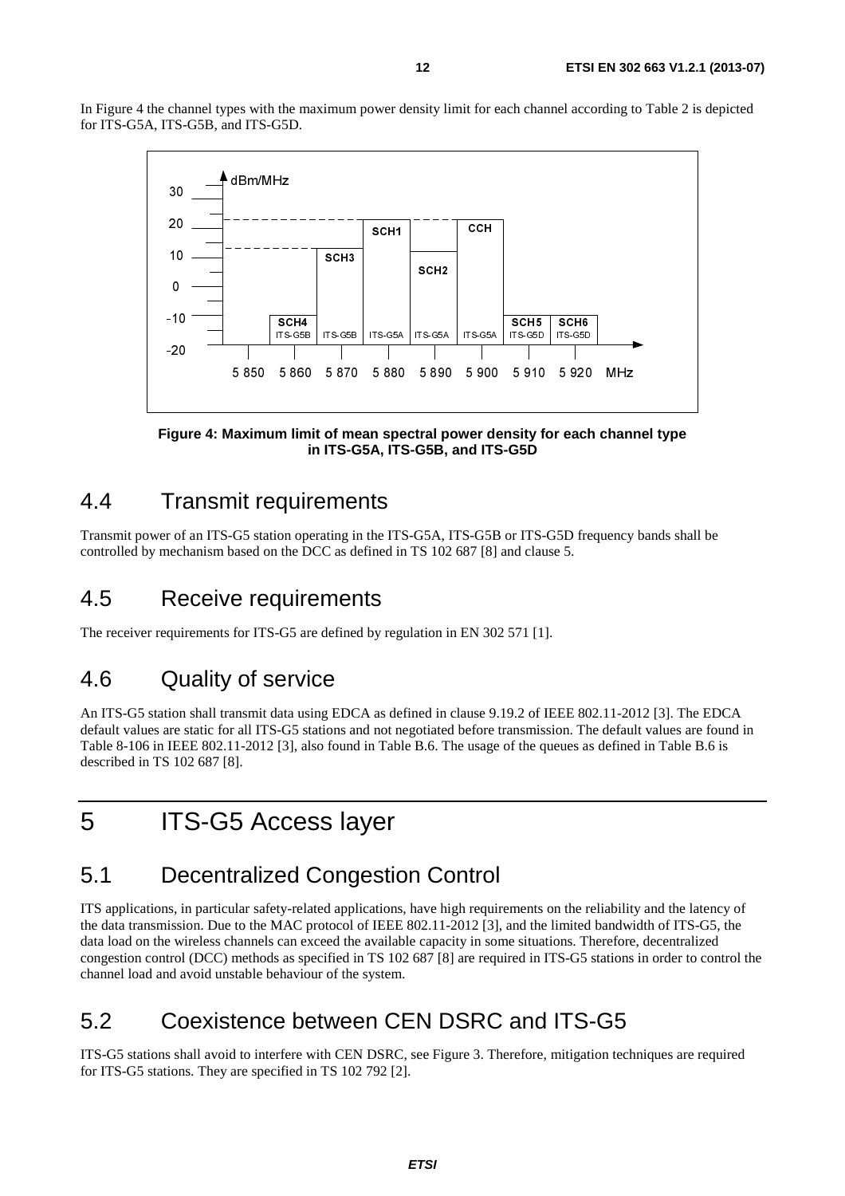In Figure 4 the channel types with the maximum power density limit for each channel according to Table 2 is depicted for ITS-G5A, ITS-G5B, and ITS-G5D.

**Figure 4: Maximum limit of mean spectral power density for each channel type in ITS-G5A, ITS-G5B, and ITS-G5D**

## 4.4 Transmit requirements

Transmit power of an ITS-G5 station operating in the ITS-G5A, ITS-G5B or ITS-G5D frequency bands shall be controlled by mechanism based on the DCC as defined in TS 102 687 [8] and clause 5.

## 4.5 Receive requirements

The receiver requirements for ITS-G5 are defined by regulation in EN 302 571 [1].

## 4.6 Quality of service

An ITS-G5 station shall transmit data using EDCA as defined in clause 9.19.2 of IEEE 802.11-2012 [3]. The EDCA default values are static for all ITS-G5 stations and not negotiated before transmission. The default values are found in Table 8-106 in IEEE 802.11-2012 [3], also found in Table B.6. The usage of the queues as defined in Table B.6 is described in TS 102 687 [8].

# 5 ITS-G5 Access layer

## 5.1 Decentralized Congestion Control

ITS applications, in particular safety-related applications, have high requirements on the reliability and the latency of the data transmission. Due to the MAC protocol of IEEE 802.11-2012 [3], and the limited bandwidth of ITS-G5, the data load on the wireless channels can exceed the available capacity in some situations. Therefore, decentralized congestion control (DCC) methods as specified in TS 102 687 [8] are required in ITS-G5 stations in order to control the channel load and avoid unstable behaviour of the system.

## 5.2 Coexistence between CEN DSRC and ITS-G5

ITS-G5 stations shall avoid to interfere with CEN DSRC, see Figure 3. Therefore, mitigation techniques are required for ITS-G5 stations. They are specified in TS 102 792 [2].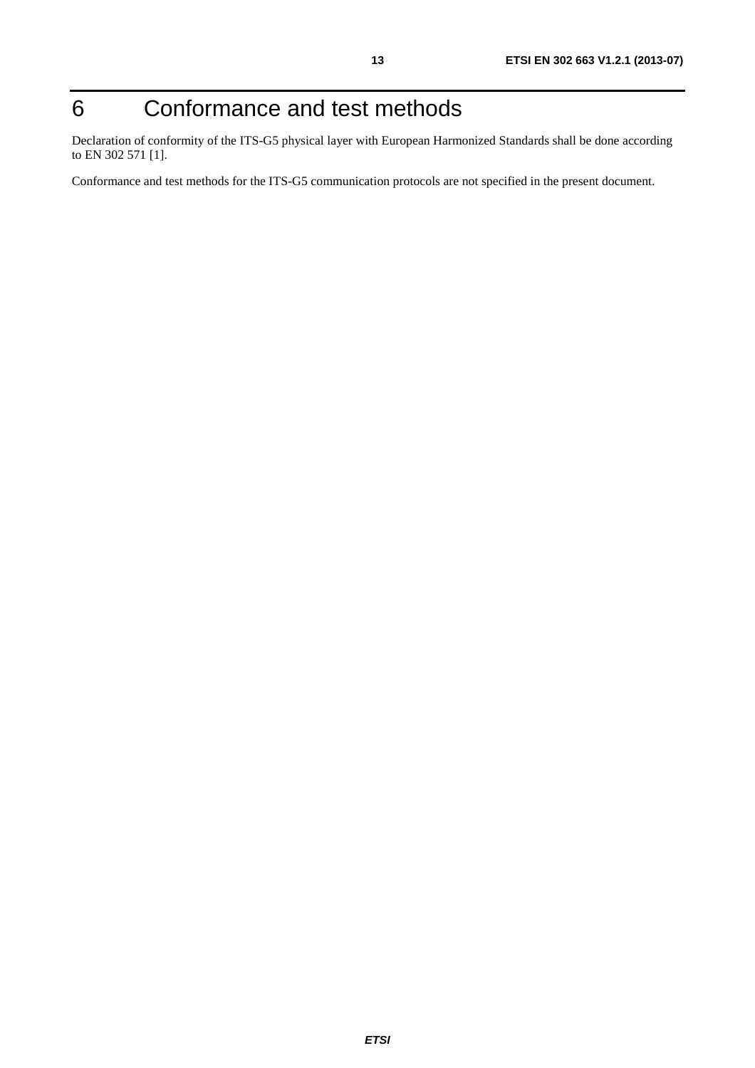# 6 Conformance and test methods

Declaration of conformity of the ITS-G5 physical layer with European Harmonized Standards shall be done according to EN 302 571 [1].

Conformance and test methods for the ITS-G5 communication protocols are not specified in the present document.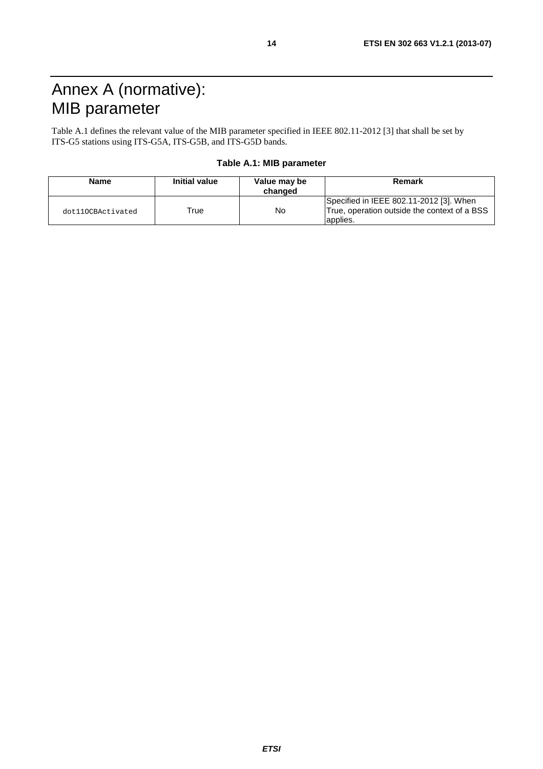# Annex A (normative): MIB parameter

Table A.1 defines the relevant value of the MIB parameter specified in IEEE 802.11-2012 [3] that shall be set by ITS-G5 stations using ITS-G5A, ITS-G5B, and ITS-G5D bands.

**Table A.1: MIB parameter**

| Name | Initial value | Value may be changed | Remark |
| --- | --- | --- | --- |
| `dot11OCBActivated` | True | No | Specified in IEEE 802.11-2012 [3]. When True, operation outside the context of a BSS applies. |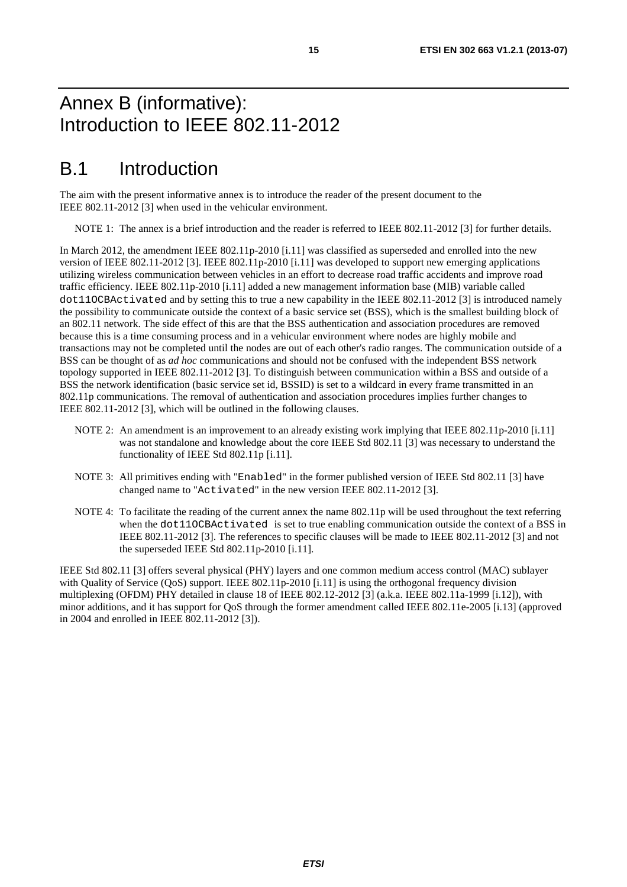# Annex B (informative): Introduction to IEEE 802.11-2012

## B.1 Introduction

The aim with the present informative annex is to introduce the reader of the present document to the IEEE 802.11-2012 [3] when used in the vehicular environment.

NOTE 1: The annex is a brief introduction and the reader is referred to IEEE 802.11-2012 [3] for further details.

In March 2012, the amendment IEEE 802.11p-2010 [i.11] was classified as superseded and enrolled into the new version of IEEE 802.11-2012 [3]. IEEE 802.11p-2010 [i.11] was developed to support new emerging applications utilizing wireless communication between vehicles in an effort to decrease road traffic accidents and improve road traffic efficiency. IEEE 802.11p-2010 [i.11] added a new management information base (MIB) variable called `dot11OCBActivated` and by setting this to true a new capability in the IEEE 802.11-2012 [3] is introduced namely the possibility to communicate outside the context of a basic service set (BSS), which is the smallest building block of an 802.11 network. The side effect of this are that the BSS authentication and association procedures are removed because this is a time consuming process and in a vehicular environment where nodes are highly mobile and transactions may not be completed until the nodes are out of each other's radio ranges. The communication outside of a BSS can be thought of as *ad hoc* communications and should not be confused with the independent BSS network topology supported in IEEE 802.11-2012 [3]. To distinguish between communication within a BSS and outside of a BSS the network identification (basic service set id, BSSID) is set to a wildcard in every frame transmitted in an 802.11p communications. The removal of authentication and association procedures implies further changes to IEEE 802.11-2012 [3], which will be outlined in the following clauses.

NOTE 2: An amendment is an improvement to an already existing work implying that IEEE 802.11p-2010 [i.11] was not standalone and knowledge about the core IEEE Std 802.11 [3] was necessary to understand the functionality of IEEE Std 802.11p [i.11].

NOTE 3: All primitives ending with "`Enabled`" in the former published version of IEEE Std 802.11 [3] have changed name to "`Activated`" in the new version IEEE 802.11-2012 [3].

NOTE 4: To facilitate the reading of the current annex the name 802.11p will be used throughout the text referring when the `dot11OCBActivated` is set to true enabling communication outside the context of a BSS in IEEE 802.11-2012 [3]. The references to specific clauses will be made to IEEE 802.11-2012 [3] and not the superseded IEEE Std 802.11p-2010 [i.11].

IEEE Std 802.11 [3] offers several physical (PHY) layers and one common medium access control (MAC) sublayer with Quality of Service (QoS) support. IEEE 802.11p-2010 [i.11] is using the orthogonal frequency division multiplexing (OFDM) PHY detailed in clause 18 of IEEE 802.12-2012 [3] (a.k.a. IEEE 802.11a-1999 [i.12]), with minor additions, and it has support for QoS through the former amendment called IEEE 802.11e-2005 [i.13] (approved in 2004 and enrolled in IEEE 802.11-2012 [3]).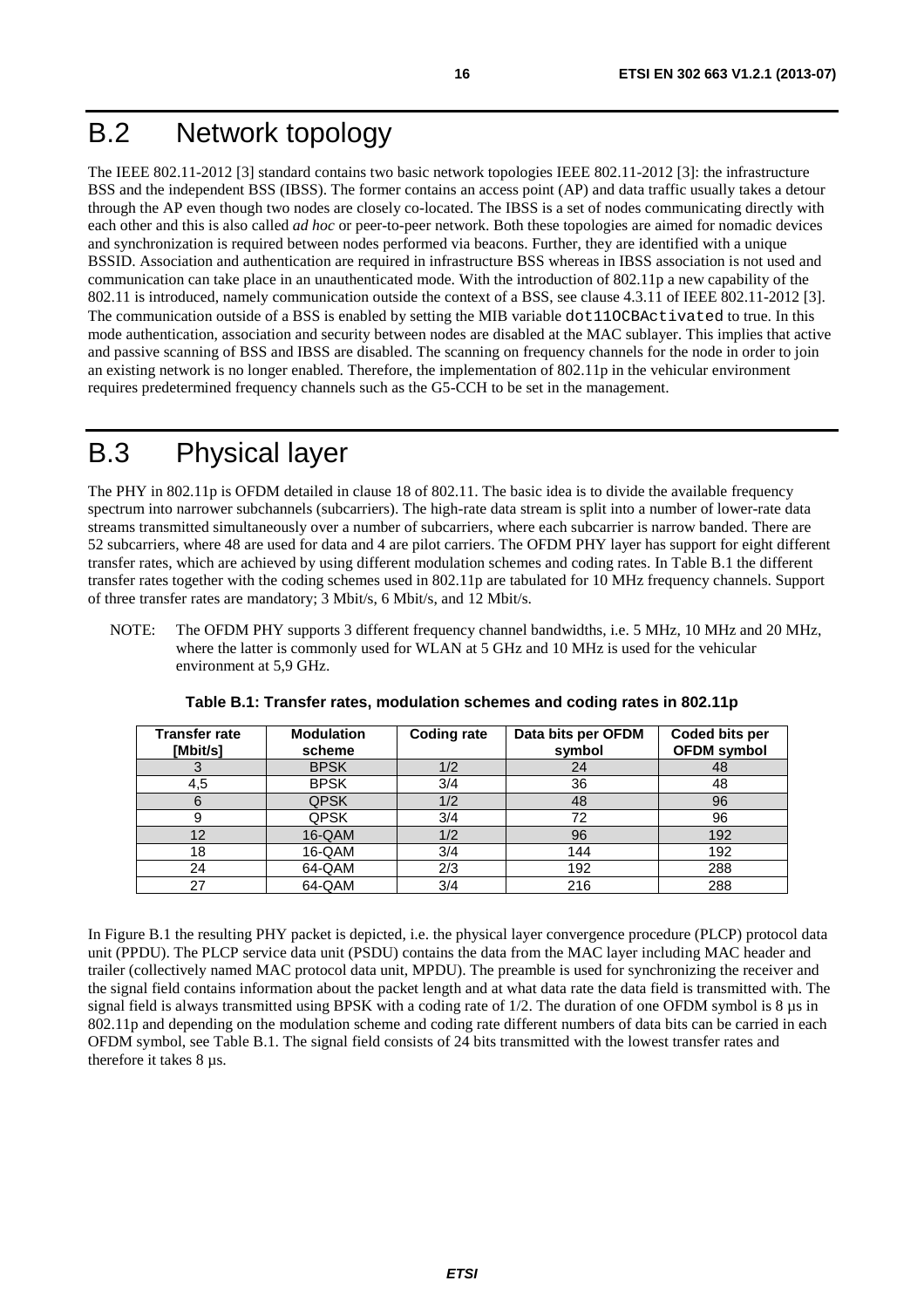# B.2 Network topology

The IEEE 802.11-2012 [3] standard contains two basic network topologies IEEE 802.11-2012 [3]: the infrastructure BSS and the independent BSS (IBSS). The former contains an access point (AP) and data traffic usually takes a detour through the AP even though two nodes are closely co-located. The IBSS is a set of nodes communicating directly with each other and this is also called *ad hoc* or peer-to-peer network. Both these topologies are aimed for nomadic devices and synchronization is required between nodes performed via beacons. Further, they are identified with a unique BSSID. Association and authentication are required in infrastructure BSS whereas in IBSS association is not used and communication can take place in an unauthenticated mode. With the introduction of 802.11p a new capability of the 802.11 is introduced, namely communication outside the context of a BSS, see clause 4.3.11 of IEEE 802.11-2012 [3]. The communication outside of a BSS is enabled by setting the MIB variable `dot11OCBActivated` to true. In this mode authentication, association and security between nodes are disabled at the MAC sublayer. This implies that active and passive scanning of BSS and IBSS are disabled. The scanning on frequency channels for the node in order to join an existing network is no longer enabled. Therefore, the implementation of 802.11p in the vehicular environment requires predetermined frequency channels such as the G5-CCH to be set in the management.

# B.3 Physical layer

The PHY in 802.11p is OFDM detailed in clause 18 of 802.11. The basic idea is to divide the available frequency spectrum into narrower subchannels (subcarriers). The high-rate data stream is split into a number of lower-rate data streams transmitted simultaneously over a number of subcarriers, where each subcarrier is narrow banded. There are 52 subcarriers, where 48 are used for data and 4 are pilot carriers. The OFDM PHY layer has support for eight different transfer rates, which are achieved by using different modulation schemes and coding rates. In Table B.1 the different transfer rates together with the coding schemes used in 802.11p are tabulated for 10 MHz frequency channels. Support of three transfer rates are mandatory; 3 Mbit/s, 6 Mbit/s, and 12 Mbit/s.

NOTE: The OFDM PHY supports 3 different frequency channel bandwidths, i.e. 5 MHz, 10 MHz and 20 MHz, where the latter is commonly used for WLAN at 5 GHz and 10 MHz is used for the vehicular environment at 5,9 GHz.

**Table B.1: Transfer rates, modulation schemes and coding rates in 802.11p**

| Transfer rate [Mbit/s] | Modulation scheme | Coding rate | Data bits per OFDM symbol | Coded bits per OFDM symbol |
|---|---|---|---|---|
| 3 | BPSK | 1/2 | 24 | 48 |
| 4,5 | BPSK | 3/4 | 36 | 48 |
| 6 | QPSK | 1/2 | 48 | 96 |
| 9 | QPSK | 3/4 | 72 | 96 |
| 12 | 16-QAM | 1/2 | 96 | 192 |
| 18 | 16-QAM | 3/4 | 144 | 192 |
| 24 | 64-QAM | 2/3 | 192 | 288 |
| 27 | 64-QAM | 3/4 | 216 | 288 |

In Figure B.1 the resulting PHY packet is depicted, i.e. the physical layer convergence procedure (PLCP) protocol data unit (PPDU). The PLCP service data unit (PSDU) contains the data from the MAC layer including MAC header and trailer (collectively named MAC protocol data unit, MPDU). The preamble is used for synchronizing the receiver and the signal field contains information about the packet length and at what data rate the data field is transmitted with. The signal field is always transmitted using BPSK with a coding rate of 1/2. The duration of one OFDM symbol is 8 µs in 802.11p and depending on the modulation scheme and coding rate different numbers of data bits can be carried in each OFDM symbol, see Table B.1. The signal field consists of 24 bits transmitted with the lowest transfer rates and therefore it takes 8 µs.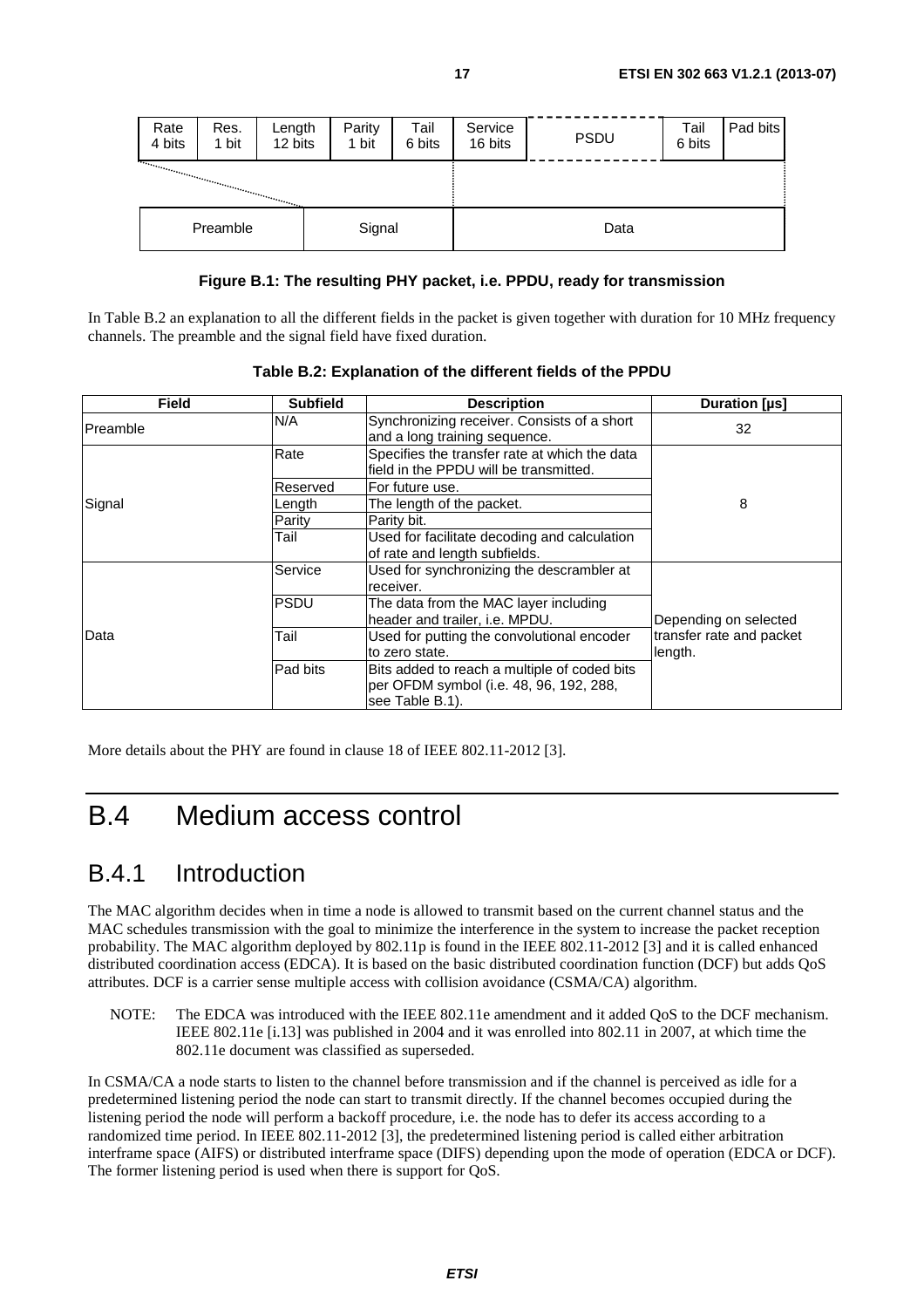| Rate 4 bits | Res. 1 bit | Length 12 bits | Parity 1 bit | Tail 6 bits | Service 16 bits | PSDU | Tail 6 bits | Pad bits |
|---|---|---|---|---|---|---|---|---|
| Preamble | | Signal | | | Data | | | |

**Figure B.1: The resulting PHY packet, i.e. PPDU, ready for transmission**

In Table B.2 an explanation to all the different fields in the packet is given together with duration for 10 MHz frequency channels. The preamble and the signal field have fixed duration.

**Table B.2: Explanation of the different fields of the PPDU**

| Field | Subfield | Description | Duration [µs] |
|---|---|---|---|
| Preamble | N/A | Synchronizing receiver. Consists of a short and a long training sequence. | 32 |
| Signal | Rate | Specifies the transfer rate at which the data field in the PPDU will be transmitted. | 8 |
| | Reserved | For future use. | |
| | Length | The length of the packet. | |
| | Parity | Parity bit. | |
| | Tail | Used for facilitate decoding and calculation of rate and length subfields. | |
| Data | Service | Used for synchronizing the descrambler at receiver. | Depending on selected transfer rate and packet length. |
| | PSDU | The data from the MAC layer including header and trailer, i.e. MPDU. | |
| | Tail | Used for putting the convolutional encoder to zero state. | |
| | Pad bits | Bits added to reach a multiple of coded bits per OFDM symbol (i.e. 48, 96, 192, 288, see Table B.1). | |

More details about the PHY are found in clause 18 of IEEE 802.11-2012 [3].

# B.4 Medium access control

## B.4.1 Introduction

The MAC algorithm decides when in time a node is allowed to transmit based on the current channel status and the MAC schedules transmission with the goal to minimize the interference in the system to increase the packet reception probability. The MAC algorithm deployed by 802.11p is found in the IEEE 802.11-2012 [3] and it is called enhanced distributed coordination access (EDCA). It is based on the basic distributed coordination function (DCF) but adds QoS attributes. DCF is a carrier sense multiple access with collision avoidance (CSMA/CA) algorithm.

NOTE: The EDCA was introduced with the IEEE 802.11e amendment and it added QoS to the DCF mechanism. IEEE 802.11e [i.13] was published in 2004 and it was enrolled into 802.11 in 2007, at which time the 802.11e document was classified as superseded.

In CSMA/CA a node starts to listen to the channel before transmission and if the channel is perceived as idle for a predetermined listening period the node can start to transmit directly. If the channel becomes occupied during the listening period the node will perform a backoff procedure, i.e. the node has to defer its access according to a randomized time period. In IEEE 802.11-2012 [3], the predetermined listening period is called either arbitration interframe space (AIFS) or distributed interframe space (DIFS) depending upon the mode of operation (EDCA or DCF). The former listening period is used when there is support for QoS.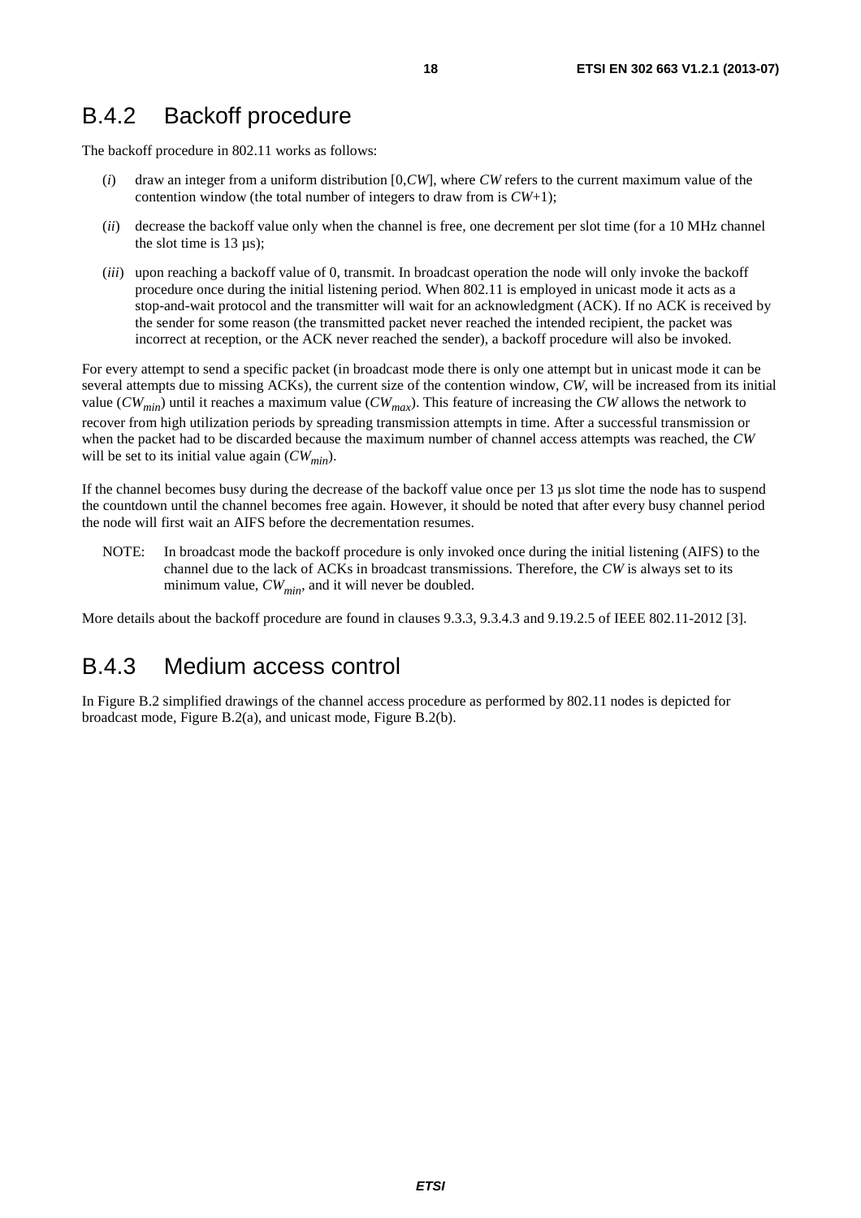## B.4.2 Backoff procedure

The backoff procedure in 802.11 works as follows:

(*i*) draw an integer from a uniform distribution [0,*CW*], where *CW* refers to the current maximum value of the contention window (the total number of integers to draw from is *CW*+1);

(*ii*) decrease the backoff value only when the channel is free, one decrement per slot time (for a 10 MHz channel the slot time is 13 µs);

(*iii*) upon reaching a backoff value of 0, transmit. In broadcast operation the node will only invoke the backoff procedure once during the initial listening period. When 802.11 is employed in unicast mode it acts as a stop-and-wait protocol and the transmitter will wait for an acknowledgment (ACK). If no ACK is received by the sender for some reason (the transmitted packet never reached the intended recipient, the packet was incorrect at reception, or the ACK never reached the sender), a backoff procedure will also be invoked.

For every attempt to send a specific packet (in broadcast mode there is only one attempt but in unicast mode it can be several attempts due to missing ACKs), the current size of the contention window, *CW*, will be increased from its initial value ($CW_{min}$) until it reaches a maximum value ($CW_{max}$). This feature of increasing the *CW* allows the network to recover from high utilization periods by spreading transmission attempts in time. After a successful transmission or when the packet had to be discarded because the maximum number of channel access attempts was reached, the *CW* will be set to its initial value again ($CW_{min}$).

If the channel becomes busy during the decrease of the backoff value once per 13 µs slot time the node has to suspend the countdown until the channel becomes free again. However, it should be noted that after every busy channel period the node will first wait an AIFS before the decrementation resumes.

NOTE: In broadcast mode the backoff procedure is only invoked once during the initial listening (AIFS) to the channel due to the lack of ACKs in broadcast transmissions. Therefore, the *CW* is always set to its minimum value, $CW_{min}$, and it will never be doubled.

More details about the backoff procedure are found in clauses 9.3.3, 9.3.4.3 and 9.19.2.5 of IEEE 802.11-2012 [3].

## B.4.3 Medium access control

In Figure B.2 simplified drawings of the channel access procedure as performed by 802.11 nodes is depicted for broadcast mode, Figure B.2(a), and unicast mode, Figure B.2(b).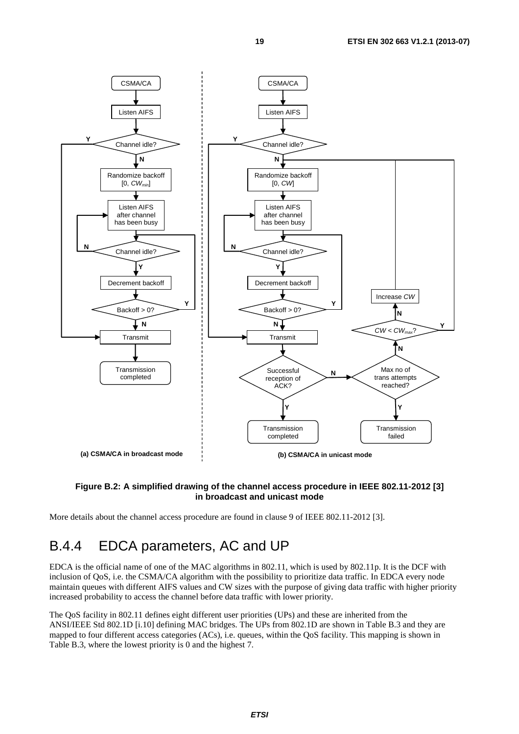**Figure B.2: A simplified drawing of the channel access procedure in IEEE 802.11-2012 [3] in broadcast and unicast mode**

More details about the channel access procedure are found in clause 9 of IEEE 802.11-2012 [3].

## B.4.4 EDCA parameters, AC and UP

EDCA is the official name of one of the MAC algorithms in 802.11, which is used by 802.11p. It is the DCF with inclusion of QoS, i.e. the CSMA/CA algorithm with the possibility to prioritize data traffic. In EDCA every node maintain queues with different AIFS values and CW sizes with the purpose of giving data traffic with higher priority increased probability to access the channel before data traffic with lower priority.

The QoS facility in 802.11 defines eight different user priorities (UPs) and these are inherited from the ANSI/IEEE Std 802.1D [i.10] defining MAC bridges. The UPs from 802.1D are shown in Table B.3 and they are mapped to four different access categories (ACs), i.e. queues, within the QoS facility. This mapping is shown in Table B.3, where the lowest priority is 0 and the highest 7.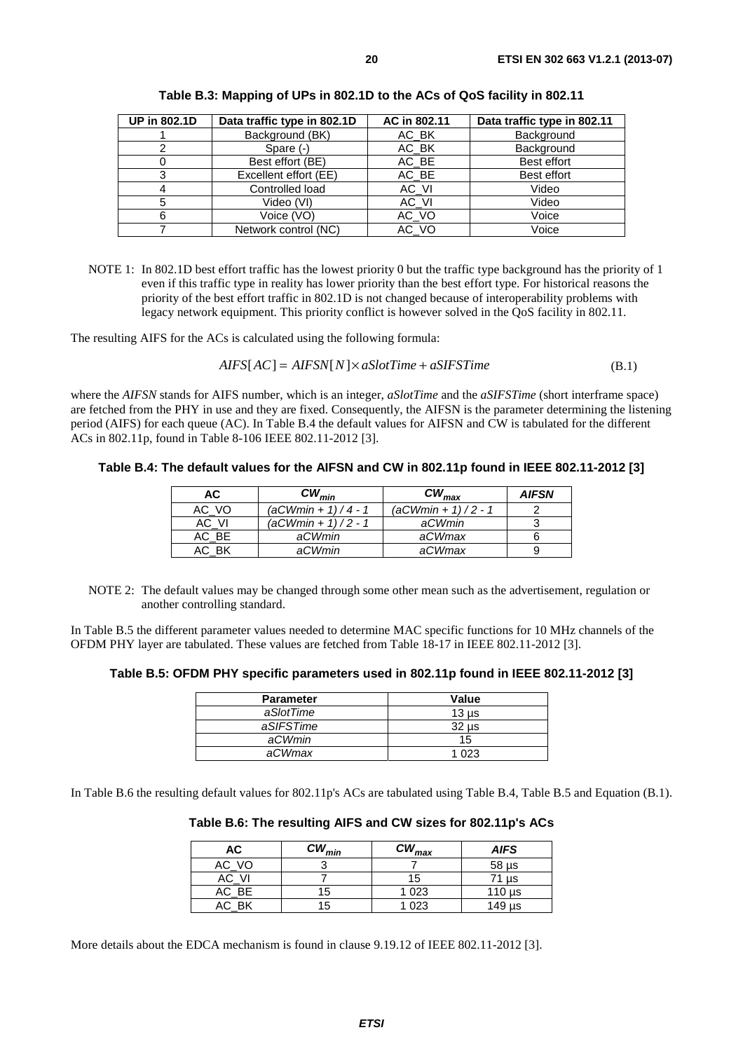**Table B.3: Mapping of UPs in 802.1D to the ACs of QoS facility in 802.11**

| UP in 802.1D | Data traffic type in 802.1D | AC in 802.11 | Data traffic type in 802.11 |
|---|---|---|---|
| 1 | Background (BK) | AC_BK | Background |
| 2 | Spare (-) | AC_BK | Background |
| 0 | Best effort (BE) | AC_BE | Best effort |
| 3 | Excellent effort (EE) | AC_BE | Best effort |
| 4 | Controlled load | AC_VI | Video |
| 5 | Video (VI) | AC_VI | Video |
| 6 | Voice (VO) | AC_VO | Voice |
| 7 | Network control (NC) | AC_VO | Voice |

NOTE 1: In 802.1D best effort traffic has the lowest priority 0 but the traffic type background has the priority of 1 even if this traffic type in reality has lower priority than the best effort type. For historical reasons the priority of the best effort traffic in 802.1D is not changed because of interoperability problems with legacy network equipment. This priority conflict is however solved in the QoS facility in 802.11.

The resulting AIFS for the ACs is calculated using the following formula:

$$AIFS[AC] = AIFSN[N] \times aSlotTime + aSIFSTime \qquad \text{(B.1)}$$

where the *AIFSN* stands for AIFS number, which is an integer, *aSlotTime* and the *aSIFSTime* (short interframe space) are fetched from the PHY in use and they are fixed. Consequently, the AIFSN is the parameter determining the listening period (AIFS) for each queue (AC). In Table B.4 the default values for AIFSN and CW is tabulated for the different ACs in 802.11p, found in Table 8-106 IEEE 802.11-2012 [3].

**Table B.4: The default values for the AIFSN and CW in 802.11p found in IEEE 802.11-2012 [3]**

| AC | $CW_{min}$ | $CW_{max}$ | *AIFSN* |
|---|---|---|---|
| AC_VO | *(aCWmin + 1) / 4 - 1* | *(aCWmin + 1) / 2 - 1* | 2 |
| AC_VI | *(aCWmin + 1) / 2 - 1* | *aCWmin* | 3 |
| AC_BE | *aCWmin* | *aCWmax* | 6 |
| AC_BK | *aCWmin* | *aCWmax* | 9 |

NOTE 2: The default values may be changed through some other mean such as the advertisement, regulation or another controlling standard.

In Table B.5 the different parameter values needed to determine MAC specific functions for 10 MHz channels of the OFDM PHY layer are tabulated. These values are fetched from Table 18-17 in IEEE 802.11-2012 [3].

**Table B.5: OFDM PHY specific parameters used in 802.11p found in IEEE 802.11-2012 [3]**

| Parameter | Value |
|---|---|
| *aSlotTime* | 13 µs |
| *aSIFSTime* | 32 µs |
| *aCWmin* | 15 |
| *aCWmax* | 1 023 |

In Table B.6 the resulting default values for 802.11p's ACs are tabulated using Table B.4, Table B.5 and Equation (B.1).

**Table B.6: The resulting AIFS and CW sizes for 802.11p's ACs**

| AC | $CW_{min}$ | $CW_{max}$ | *AIFS* |
|---|---|---|---|
| AC_VO | 3 | 7 | 58 µs |
| AC_VI | 7 | 15 | 71 µs |
| AC_BE | 15 | 1 023 | 110 µs |
| AC_BK | 15 | 1 023 | 149 µs |

More details about the EDCA mechanism is found in clause 9.19.12 of IEEE 802.11-2012 [3].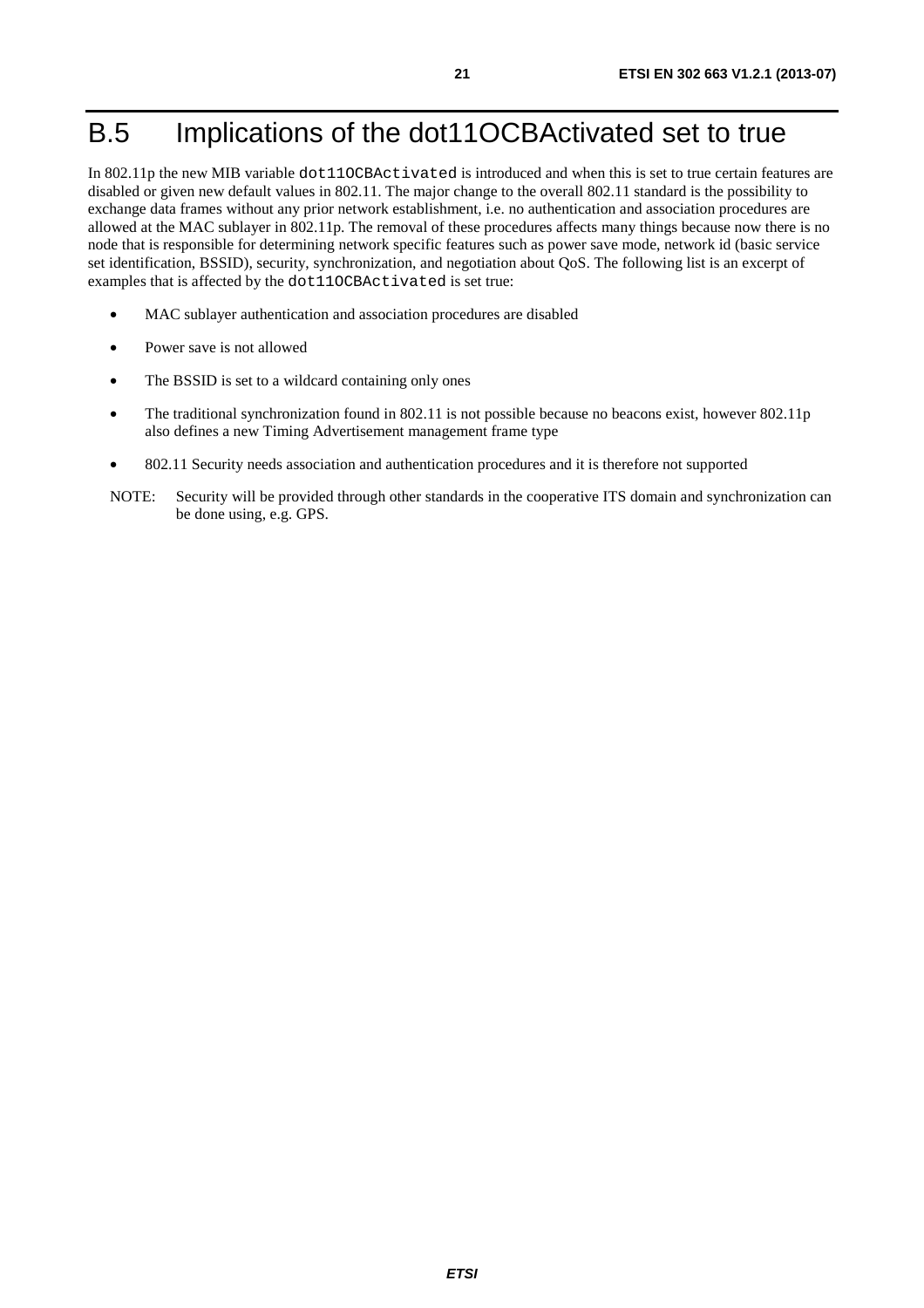# B.5 Implications of the dot11OCBActivated set to true

In 802.11p the new MIB variable `dot11OCBActivated` is introduced and when this is set to true certain features are disabled or given new default values in 802.11. The major change to the overall 802.11 standard is the possibility to exchange data frames without any prior network establishment, i.e. no authentication and association procedures are allowed at the MAC sublayer in 802.11p. The removal of these procedures affects many things because now there is no node that is responsible for determining network specific features such as power save mode, network id (basic service set identification, BSSID), security, synchronization, and negotiation about QoS. The following list is an excerpt of examples that is affected by the `dot11OCBActivated` is set true:

- MAC sublayer authentication and association procedures are disabled
- Power save is not allowed
- The BSSID is set to a wildcard containing only ones
- The traditional synchronization found in 802.11 is not possible because no beacons exist, however 802.11p also defines a new Timing Advertisement management frame type
- 802.11 Security needs association and authentication procedures and it is therefore not supported

NOTE: Security will be provided through other standards in the cooperative ITS domain and synchronization can be done using, e.g. GPS.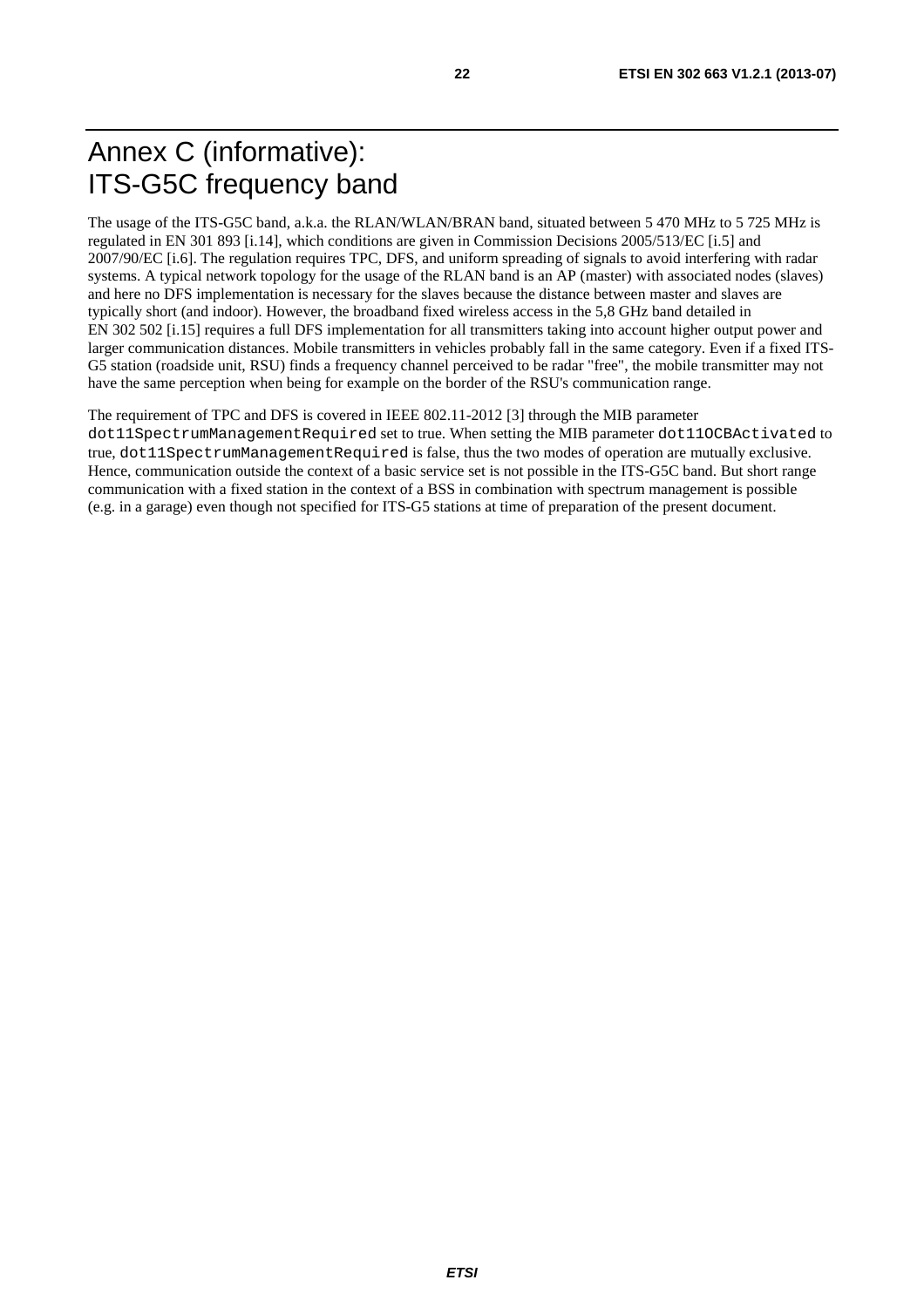# Annex C (informative): ITS-G5C frequency band

The usage of the ITS-G5C band, a.k.a. the RLAN/WLAN/BRAN band, situated between 5 470 MHz to 5 725 MHz is regulated in EN 301 893 [i.14], which conditions are given in Commission Decisions 2005/513/EC [i.5] and 2007/90/EC [i.6]. The regulation requires TPC, DFS, and uniform spreading of signals to avoid interfering with radar systems. A typical network topology for the usage of the RLAN band is an AP (master) with associated nodes (slaves) and here no DFS implementation is necessary for the slaves because the distance between master and slaves are typically short (and indoor). However, the broadband fixed wireless access in the 5,8 GHz band detailed in EN 302 502 [i.15] requires a full DFS implementation for all transmitters taking into account higher output power and larger communication distances. Mobile transmitters in vehicles probably fall in the same category. Even if a fixed ITS-G5 station (roadside unit, RSU) finds a frequency channel perceived to be radar "free", the mobile transmitter may not have the same perception when being for example on the border of the RSU's communication range.

The requirement of TPC and DFS is covered in IEEE 802.11-2012 [3] through the MIB parameter `dot11SpectrumManagementRequired` set to true. When setting the MIB parameter `dot11OCBActivated` to true, `dot11SpectrumManagementRequired` is false, thus the two modes of operation are mutually exclusive. Hence, communication outside the context of a basic service set is not possible in the ITS-G5C band. But short range communication with a fixed station in the context of a BSS in combination with spectrum management is possible (e.g. in a garage) even though not specified for ITS-G5 stations at time of preparation of the present document.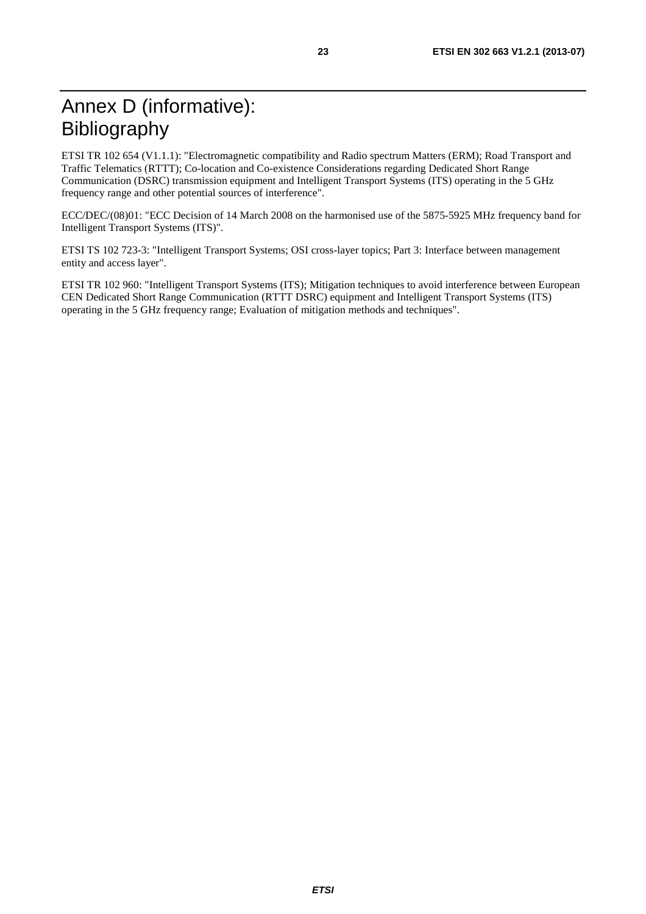# Annex D (informative): Bibliography

ETSI TR 102 654 (V1.1.1): "Electromagnetic compatibility and Radio spectrum Matters (ERM); Road Transport and Traffic Telematics (RTTT); Co-location and Co-existence Considerations regarding Dedicated Short Range Communication (DSRC) transmission equipment and Intelligent Transport Systems (ITS) operating in the 5 GHz frequency range and other potential sources of interference".

ECC/DEC/(08)01: "ECC Decision of 14 March 2008 on the harmonised use of the 5875-5925 MHz frequency band for Intelligent Transport Systems (ITS)".

ETSI TS 102 723-3: "Intelligent Transport Systems; OSI cross-layer topics; Part 3: Interface between management entity and access layer".

ETSI TR 102 960: "Intelligent Transport Systems (ITS); Mitigation techniques to avoid interference between European CEN Dedicated Short Range Communication (RTTT DSRC) equipment and Intelligent Transport Systems (ITS) operating in the 5 GHz frequency range; Evaluation of mitigation methods and techniques".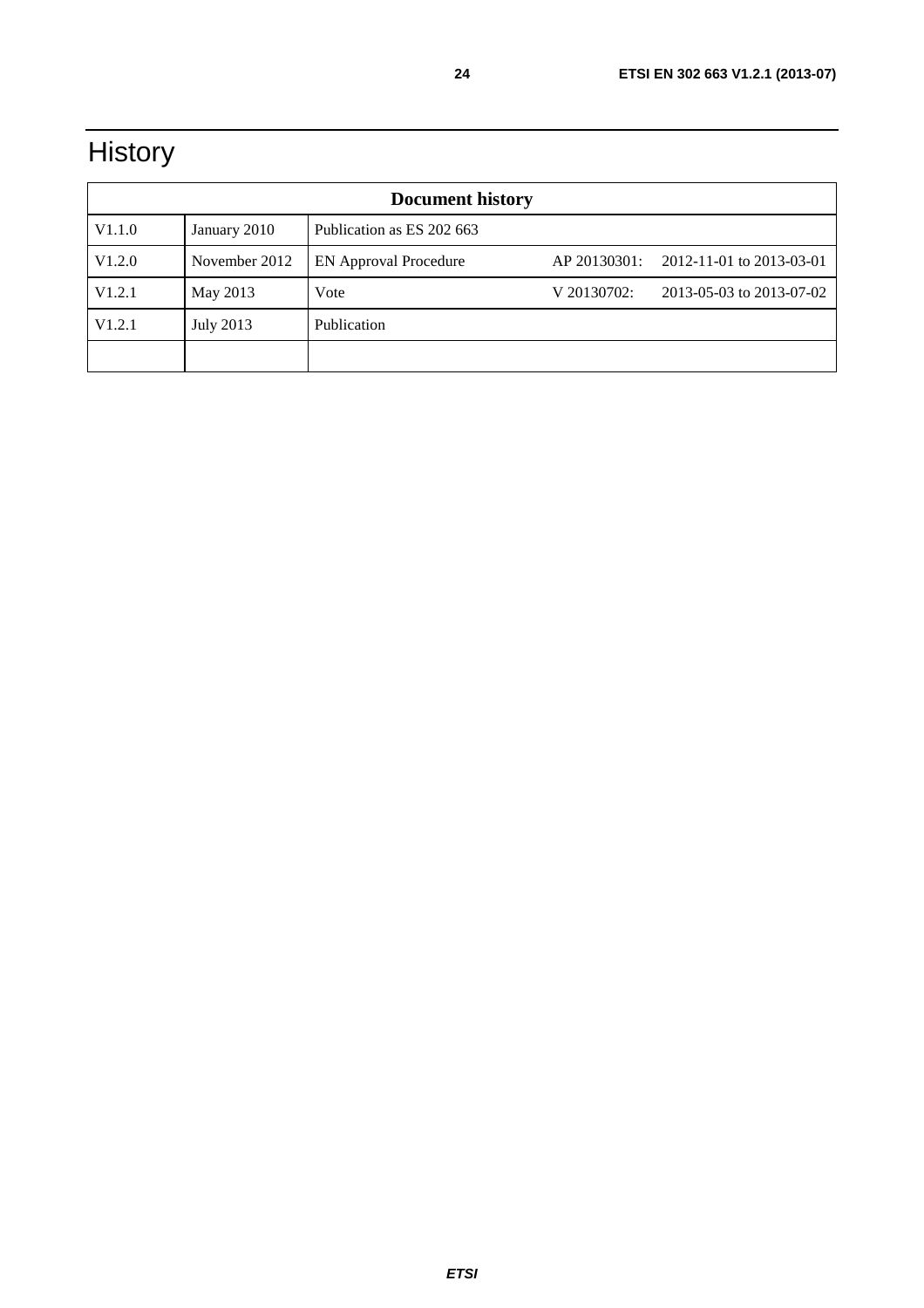# History

| Document history | | | | |
|---|---|---|---|---|
| V1.1.0 | January 2010 | Publication as ES 202 663 | | |
| V1.2.0 | November 2012 | EN Approval Procedure | AP 20130301: | 2012-11-01 to 2013-03-01 |
| V1.2.1 | May 2013 | Vote | V 20130702: | 2013-05-03 to 2013-07-02 |
| V1.2.1 | July 2013 | Publication | | |
| | | | | |